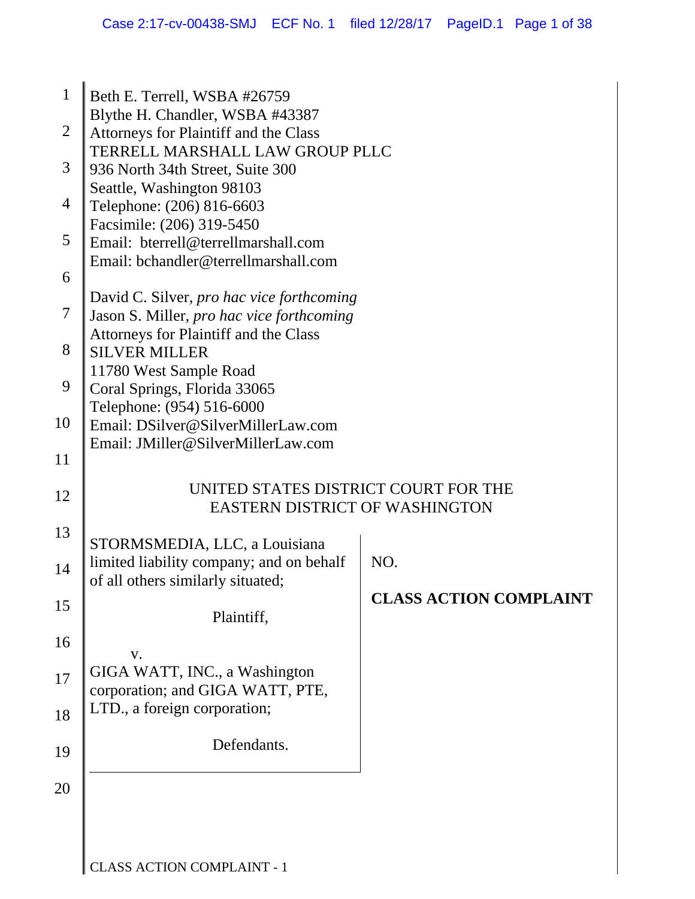Beth E. Terrell, WSBA #26759
Blythe H. Chandler, WSBA #43387
Attorneys for Plaintiff and the Class
TERRELL MARSHALL LAW GROUP PLLC
936 North 34th Street, Suite 300
Seattle, Washington 98103
Telephone: (206) 816-6603
Facsimile: (206) 319-5450
Email: bterrell@terrellmarshall.com
Email: bchandler@terrellmarshall.com

David C. Silver, *pro hac vice forthcoming*
Jason S. Miller, *pro hac vice forthcoming*
Attorneys for Plaintiff and the Class
SILVER MILLER
11780 West Sample Road
Coral Springs, Florida 33065
Telephone: (954) 516-6000
Email: DSilver@SilverMillerLaw.com
Email: JMiller@SilverMillerLaw.com

UNITED STATES DISTRICT COURT FOR THE
EASTERN DISTRICT OF WASHINGTON

STORMSMEDIA, LLC, a Louisiana limited liability company; and on behalf of all others similarly situated;

Plaintiff,

v.

GIGA WATT, INC., a Washington corporation; and GIGA WATT, PTE, LTD., a foreign corporation;

Defendants.

NO.

**CLASS ACTION COMPLAINT**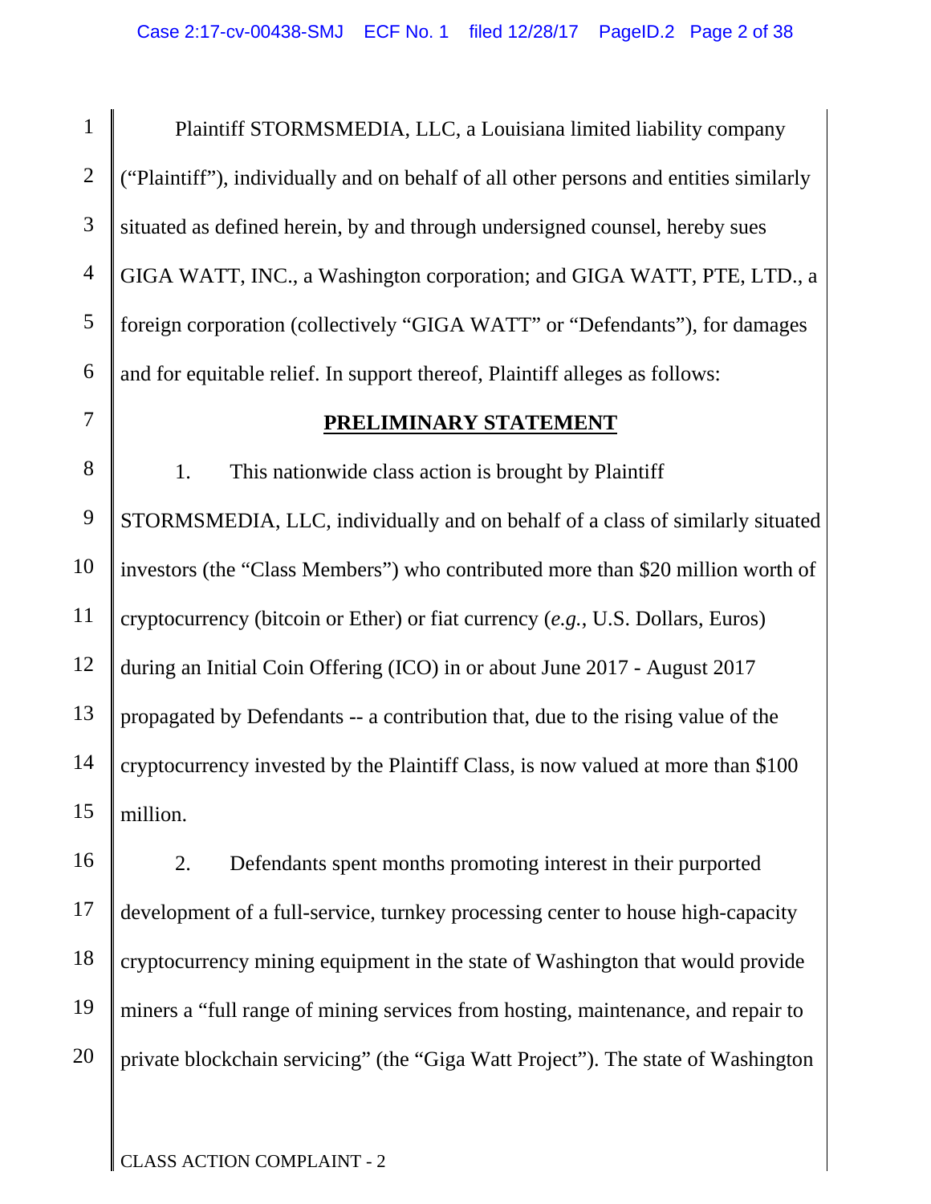Plaintiff STORMSMEDIA, LLC, a Louisiana limited liability company ("Plaintiff"), individually and on behalf of all other persons and entities similarly situated as defined herein, by and through undersigned counsel, hereby sues GIGA WATT, INC., a Washington corporation; and GIGA WATT, PTE, LTD., a foreign corporation (collectively "GIGA WATT" or "Defendants"), for damages and for equitable relief. In support thereof, Plaintiff alleges as follows:

## PRELIMINARY STATEMENT

1. This nationwide class action is brought by Plaintiff STORMSMEDIA, LLC, individually and on behalf of a class of similarly situated investors (the "Class Members") who contributed more than $20 million worth of cryptocurrency (bitcoin or Ether) or fiat currency (*e.g.*, U.S. Dollars, Euros) during an Initial Coin Offering (ICO) in or about June 2017 - August 2017 propagated by Defendants -- a contribution that, due to the rising value of the cryptocurrency invested by the Plaintiff Class, is now valued at more than $100 million.

2. Defendants spent months promoting interest in their purported development of a full-service, turnkey processing center to house high-capacity cryptocurrency mining equipment in the state of Washington that would provide miners a "full range of mining services from hosting, maintenance, and repair to private blockchain servicing" (the "Giga Watt Project"). The state of Washington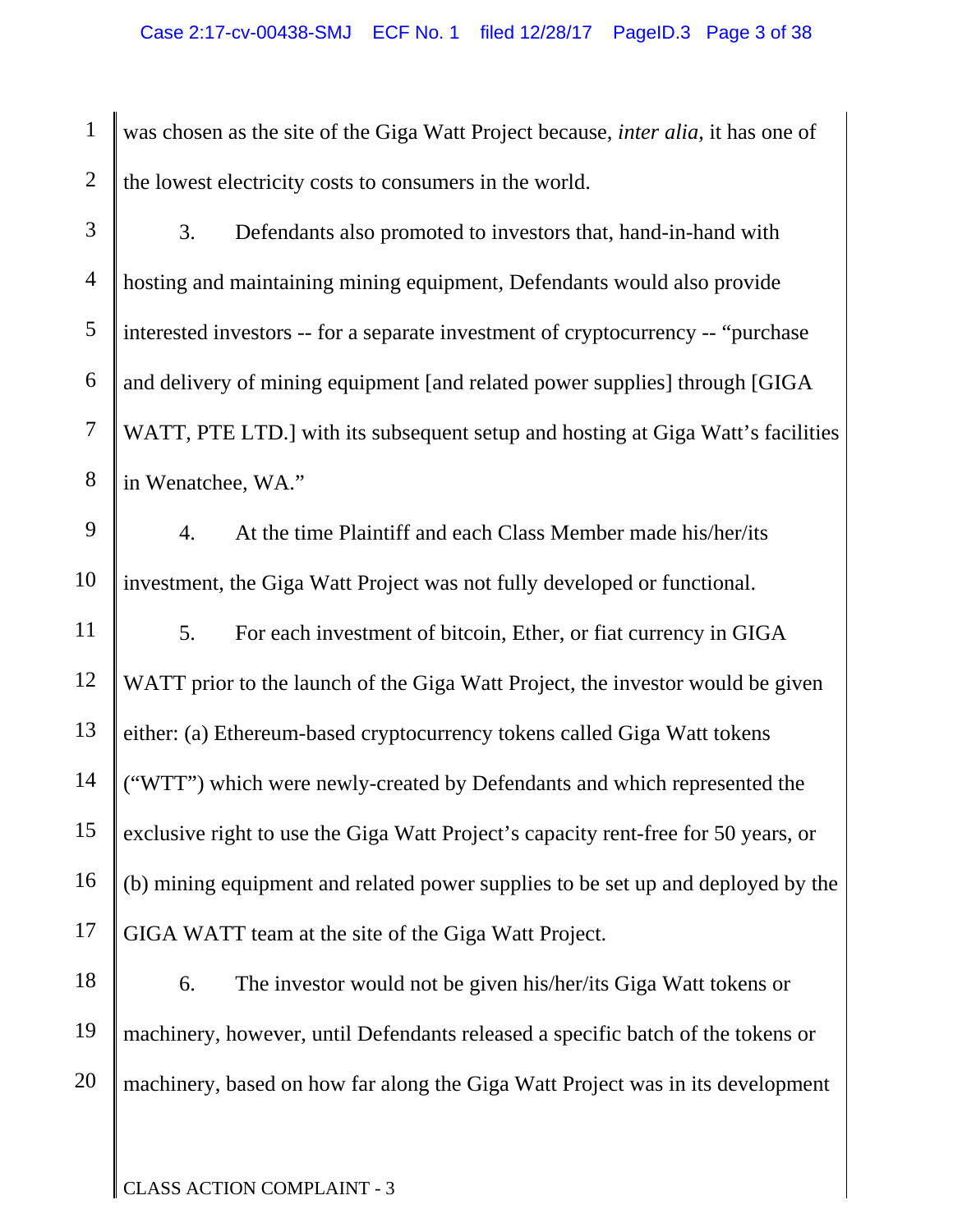was chosen as the site of the Giga Watt Project because, *inter alia*, it has one of the lowest electricity costs to consumers in the world.

3. Defendants also promoted to investors that, hand-in-hand with hosting and maintaining mining equipment, Defendants would also provide interested investors -- for a separate investment of cryptocurrency -- "purchase and delivery of mining equipment [and related power supplies] through [GIGA WATT, PTE LTD.] with its subsequent setup and hosting at Giga Watt's facilities in Wenatchee, WA."

4. At the time Plaintiff and each Class Member made his/her/its investment, the Giga Watt Project was not fully developed or functional.

5. For each investment of bitcoin, Ether, or fiat currency in GIGA WATT prior to the launch of the Giga Watt Project, the investor would be given either: (a) Ethereum-based cryptocurrency tokens called Giga Watt tokens ("WTT") which were newly-created by Defendants and which represented the exclusive right to use the Giga Watt Project's capacity rent-free for 50 years, or (b) mining equipment and related power supplies to be set up and deployed by the GIGA WATT team at the site of the Giga Watt Project.

6. The investor would not be given his/her/its Giga Watt tokens or machinery, however, until Defendants released a specific batch of the tokens or machinery, based on how far along the Giga Watt Project was in its development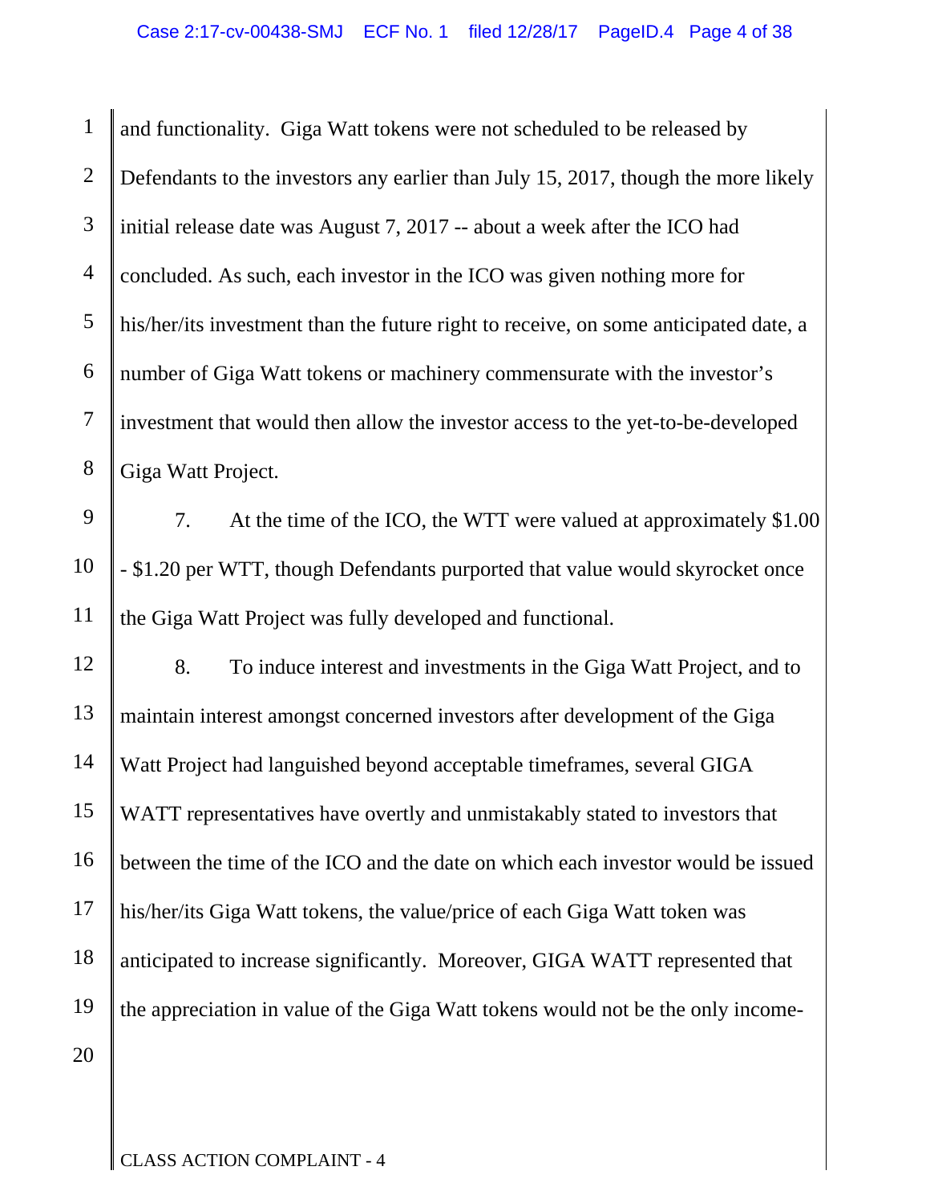and functionality. Giga Watt tokens were not scheduled to be released by Defendants to the investors any earlier than July 15, 2017, though the more likely initial release date was August 7, 2017 -- about a week after the ICO had concluded. As such, each investor in the ICO was given nothing more for his/her/its investment than the future right to receive, on some anticipated date, a number of Giga Watt tokens or machinery commensurate with the investor's investment that would then allow the investor access to the yet-to-be-developed Giga Watt Project.

7. At the time of the ICO, the WTT were valued at approximately $1.00 - $1.20 per WTT, though Defendants purported that value would skyrocket once the Giga Watt Project was fully developed and functional.

8. To induce interest and investments in the Giga Watt Project, and to maintain interest amongst concerned investors after development of the Giga Watt Project had languished beyond acceptable timeframes, several GIGA WATT representatives have overtly and unmistakably stated to investors that between the time of the ICO and the date on which each investor would be issued his/her/its Giga Watt tokens, the value/price of each Giga Watt token was anticipated to increase significantly. Moreover, GIGA WATT represented that the appreciation in value of the Giga Watt tokens would not be the only income-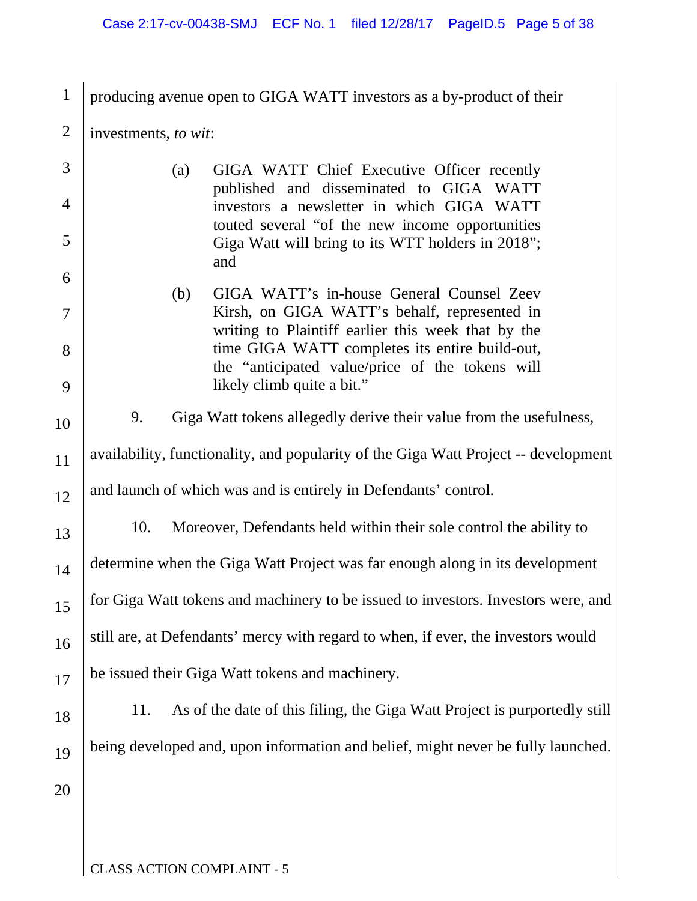producing avenue open to GIGA WATT investors as a by-product of their investments, *to wit*:

> (a) GIGA WATT Chief Executive Officer recently published and disseminated to GIGA WATT investors a newsletter in which GIGA WATT touted several "of the new income opportunities Giga Watt will bring to its WTT holders in 2018"; and
>
> (b) GIGA WATT's in-house General Counsel Zeev Kirsh, on GIGA WATT's behalf, represented in writing to Plaintiff earlier this week that by the time GIGA WATT completes its entire build-out, the "anticipated value/price of the tokens will likely climb quite a bit."

9. Giga Watt tokens allegedly derive their value from the usefulness, availability, functionality, and popularity of the Giga Watt Project -- development and launch of which was and is entirely in Defendants' control.

10. Moreover, Defendants held within their sole control the ability to determine when the Giga Watt Project was far enough along in its development for Giga Watt tokens and machinery to be issued to investors. Investors were, and still are, at Defendants' mercy with regard to when, if ever, the investors would be issued their Giga Watt tokens and machinery.

11. As of the date of this filing, the Giga Watt Project is purportedly still being developed and, upon information and belief, might never be fully launched.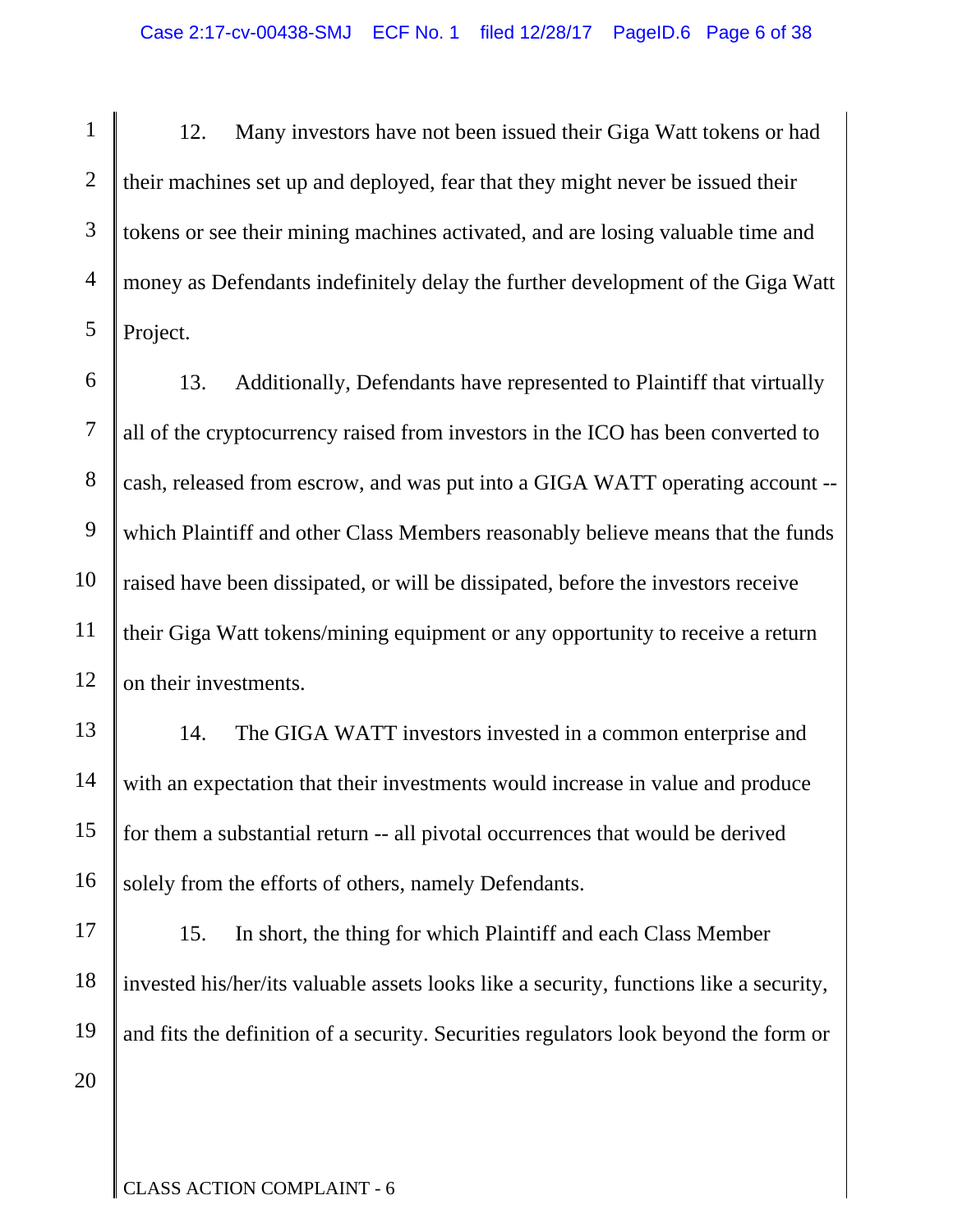12. Many investors have not been issued their Giga Watt tokens or had their machines set up and deployed, fear that they might never be issued their tokens or see their mining machines activated, and are losing valuable time and money as Defendants indefinitely delay the further development of the Giga Watt Project.

13. Additionally, Defendants have represented to Plaintiff that virtually all of the cryptocurrency raised from investors in the ICO has been converted to cash, released from escrow, and was put into a GIGA WATT operating account -- which Plaintiff and other Class Members reasonably believe means that the funds raised have been dissipated, or will be dissipated, before the investors receive their Giga Watt tokens/mining equipment or any opportunity to receive a return on their investments.

14. The GIGA WATT investors invested in a common enterprise and with an expectation that their investments would increase in value and produce for them a substantial return -- all pivotal occurrences that would be derived solely from the efforts of others, namely Defendants.

15. In short, the thing for which Plaintiff and each Class Member invested his/her/its valuable assets looks like a security, functions like a security, and fits the definition of a security. Securities regulators look beyond the form or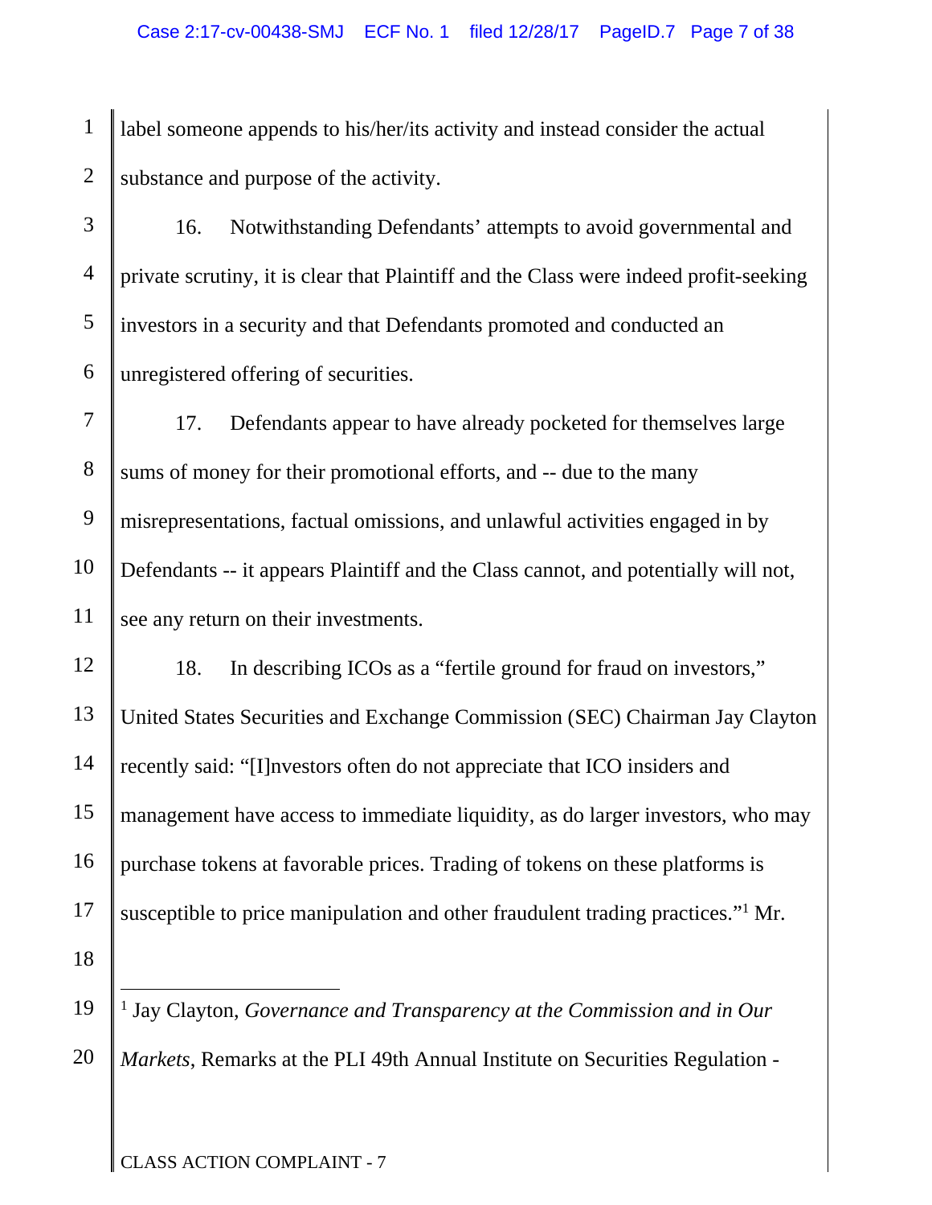label someone appends to his/her/its activity and instead consider the actual substance and purpose of the activity.

16. Notwithstanding Defendants' attempts to avoid governmental and private scrutiny, it is clear that Plaintiff and the Class were indeed profit-seeking investors in a security and that Defendants promoted and conducted an unregistered offering of securities.

17. Defendants appear to have already pocketed for themselves large sums of money for their promotional efforts, and -- due to the many misrepresentations, factual omissions, and unlawful activities engaged in by Defendants -- it appears Plaintiff and the Class cannot, and potentially will not, see any return on their investments.

18. In describing ICOs as a "fertile ground for fraud on investors," United States Securities and Exchange Commission (SEC) Chairman Jay Clayton recently said: "[I]nvestors often do not appreciate that ICO insiders and management have access to immediate liquidity, as do larger investors, who may purchase tokens at favorable prices. Trading of tokens on these platforms is susceptible to price manipulation and other fraudulent trading practices."[1] Mr.

---

[1] Jay Clayton, *Governance and Transparency at the Commission and in Our Markets*, Remarks at the PLI 49th Annual Institute on Securities Regulation -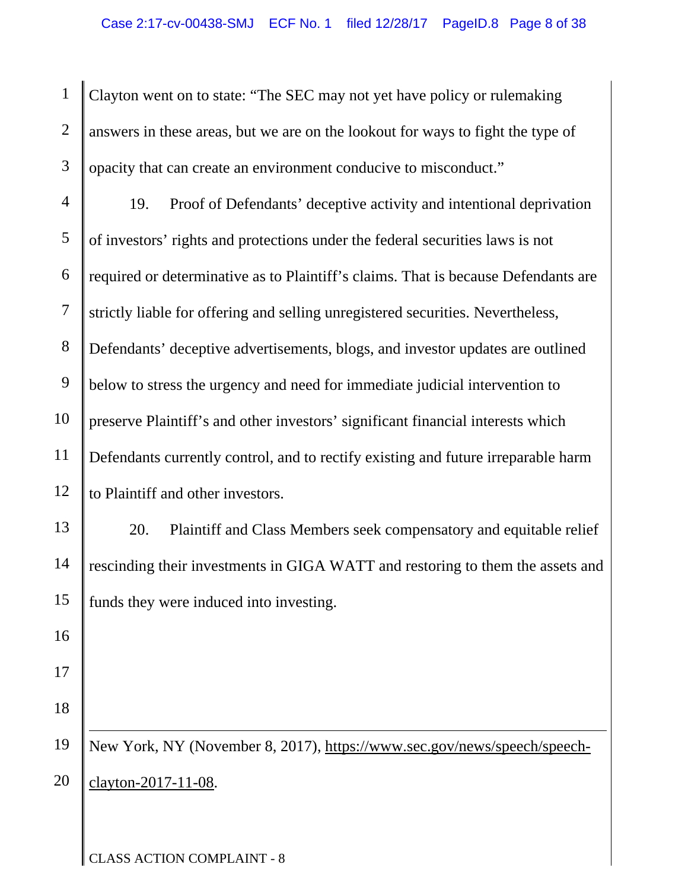Clayton went on to state: "The SEC may not yet have policy or rulemaking answers in these areas, but we are on the lookout for ways to fight the type of opacity that can create an environment conducive to misconduct."

19. Proof of Defendants' deceptive activity and intentional deprivation of investors' rights and protections under the federal securities laws is not required or determinative as to Plaintiff's claims. That is because Defendants are strictly liable for offering and selling unregistered securities. Nevertheless, Defendants' deceptive advertisements, blogs, and investor updates are outlined below to stress the urgency and need for immediate judicial intervention to preserve Plaintiff's and other investors' significant financial interests which Defendants currently control, and to rectify existing and future irreparable harm to Plaintiff and other investors.

20. Plaintiff and Class Members seek compensatory and equitable relief rescinding their investments in GIGA WATT and restoring to them the assets and funds they were induced into investing.

---

New York, NY (November 8, 2017), https://www.sec.gov/news/speech/speech-clayton-2017-11-08.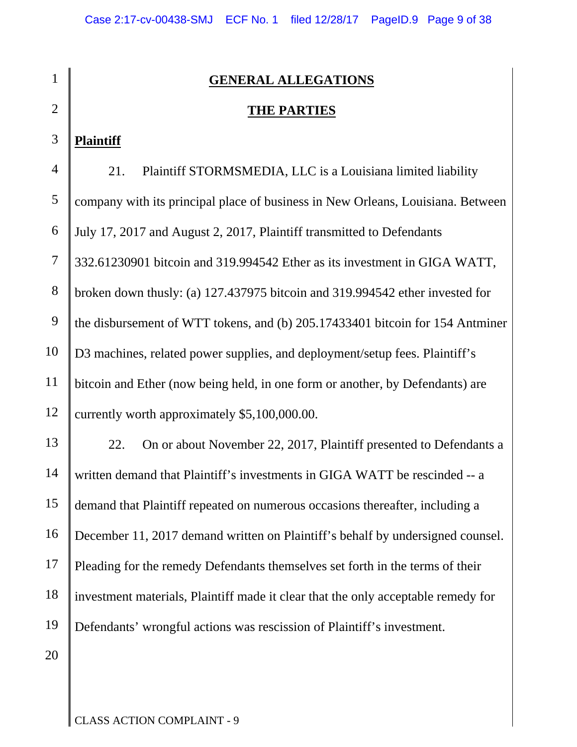## GENERAL ALLEGATIONS

## THE PARTIES

**Plaintiff**

21. Plaintiff STORMSMEDIA, LLC is a Louisiana limited liability company with its principal place of business in New Orleans, Louisiana. Between July 17, 2017 and August 2, 2017, Plaintiff transmitted to Defendants 332.61230901 bitcoin and 319.994542 Ether as its investment in GIGA WATT, broken down thusly: (a) 127.437975 bitcoin and 319.994542 ether invested for the disbursement of WTT tokens, and (b) 205.17433401 bitcoin for 154 Antminer D3 machines, related power supplies, and deployment/setup fees. Plaintiff's bitcoin and Ether (now being held, in one form or another, by Defendants) are currently worth approximately $5,100,000.00.

22. On or about November 22, 2017, Plaintiff presented to Defendants a written demand that Plaintiff's investments in GIGA WATT be rescinded -- a demand that Plaintiff repeated on numerous occasions thereafter, including a December 11, 2017 demand written on Plaintiff's behalf by undersigned counsel. Pleading for the remedy Defendants themselves set forth in the terms of their investment materials, Plaintiff made it clear that the only acceptable remedy for Defendants' wrongful actions was rescission of Plaintiff's investment.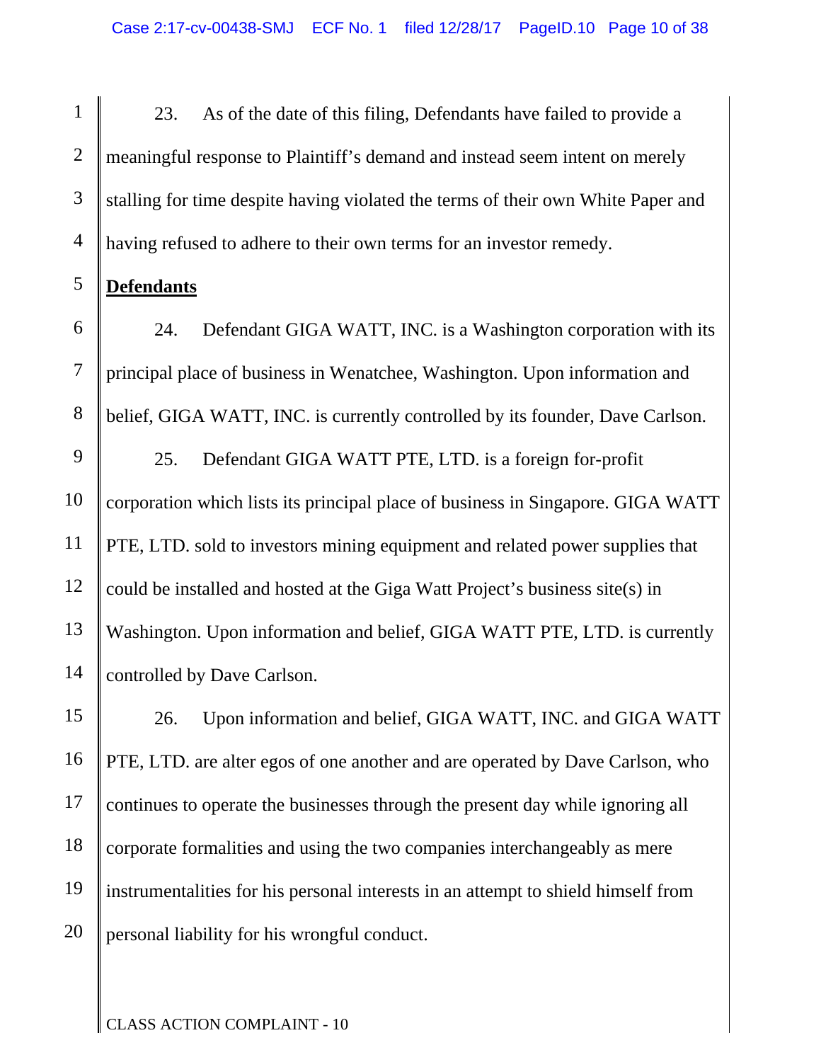23. As of the date of this filing, Defendants have failed to provide a meaningful response to Plaintiff's demand and instead seem intent on merely stalling for time despite having violated the terms of their own White Paper and having refused to adhere to their own terms for an investor remedy.

**Defendants**

24. Defendant GIGA WATT, INC. is a Washington corporation with its principal place of business in Wenatchee, Washington. Upon information and belief, GIGA WATT, INC. is currently controlled by its founder, Dave Carlson.

25. Defendant GIGA WATT PTE, LTD. is a foreign for-profit corporation which lists its principal place of business in Singapore. GIGA WATT PTE, LTD. sold to investors mining equipment and related power supplies that could be installed and hosted at the Giga Watt Project's business site(s) in Washington. Upon information and belief, GIGA WATT PTE, LTD. is currently controlled by Dave Carlson.

26. Upon information and belief, GIGA WATT, INC. and GIGA WATT PTE, LTD. are alter egos of one another and are operated by Dave Carlson, who continues to operate the businesses through the present day while ignoring all corporate formalities and using the two companies interchangeably as mere instrumentalities for his personal interests in an attempt to shield himself from personal liability for his wrongful conduct.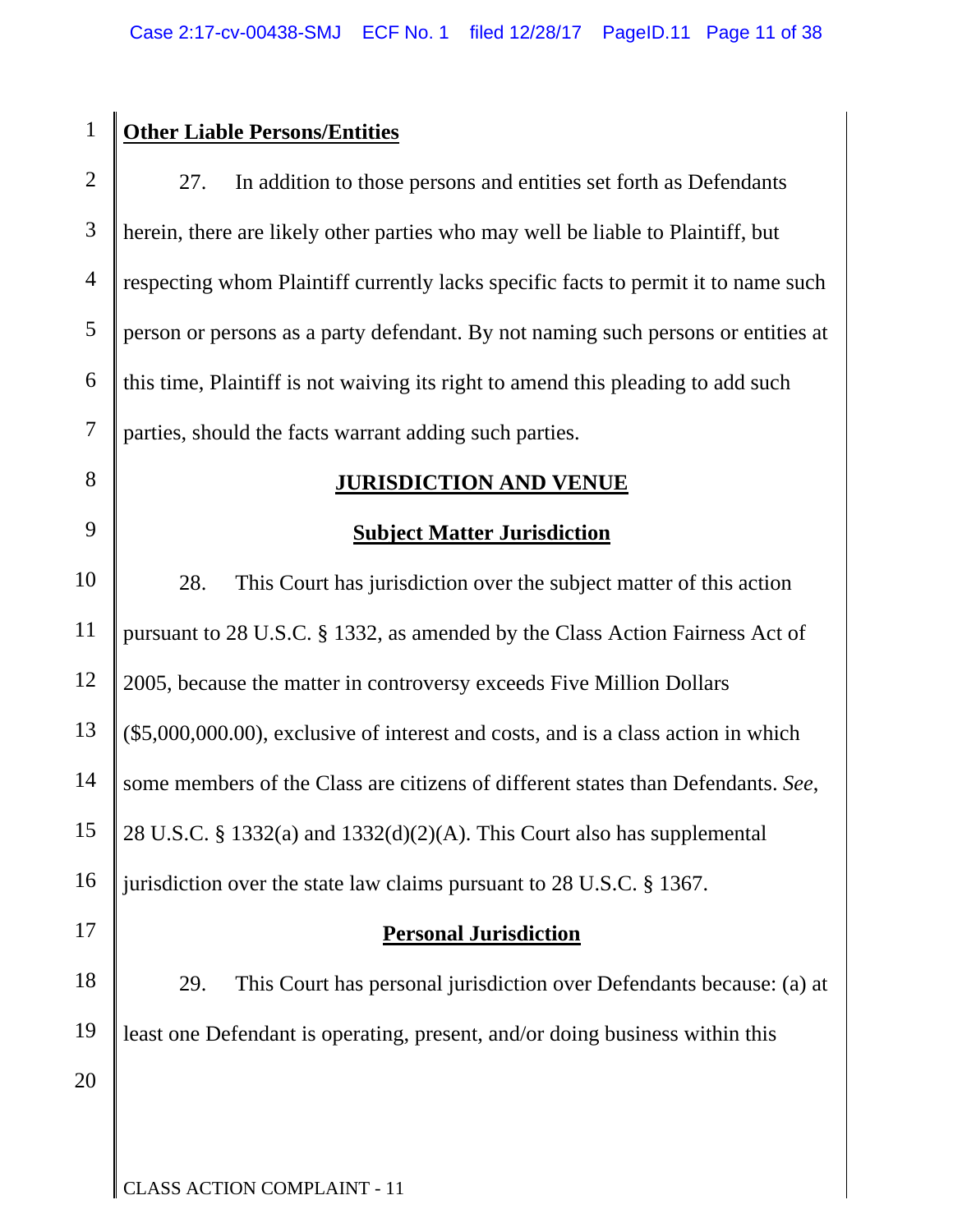**Other Liable Persons/Entities**

27. In addition to those persons and entities set forth as Defendants herein, there are likely other parties who may well be liable to Plaintiff, but respecting whom Plaintiff currently lacks specific facts to permit it to name such person or persons as a party defendant. By not naming such persons or entities at this time, Plaintiff is not waiving its right to amend this pleading to add such parties, should the facts warrant adding such parties.

## JURISDICTION AND VENUE

### Subject Matter Jurisdiction

28. This Court has jurisdiction over the subject matter of this action pursuant to 28 U.S.C. § 1332, as amended by the Class Action Fairness Act of 2005, because the matter in controversy exceeds Five Million Dollars ($5,000,000.00), exclusive of interest and costs, and is a class action in which some members of the Class are citizens of different states than Defendants. *See*, 28 U.S.C. § 1332(a) and 1332(d)(2)(A). This Court also has supplemental jurisdiction over the state law claims pursuant to 28 U.S.C. § 1367.

### Personal Jurisdiction

29. This Court has personal jurisdiction over Defendants because: (a) at least one Defendant is operating, present, and/or doing business within this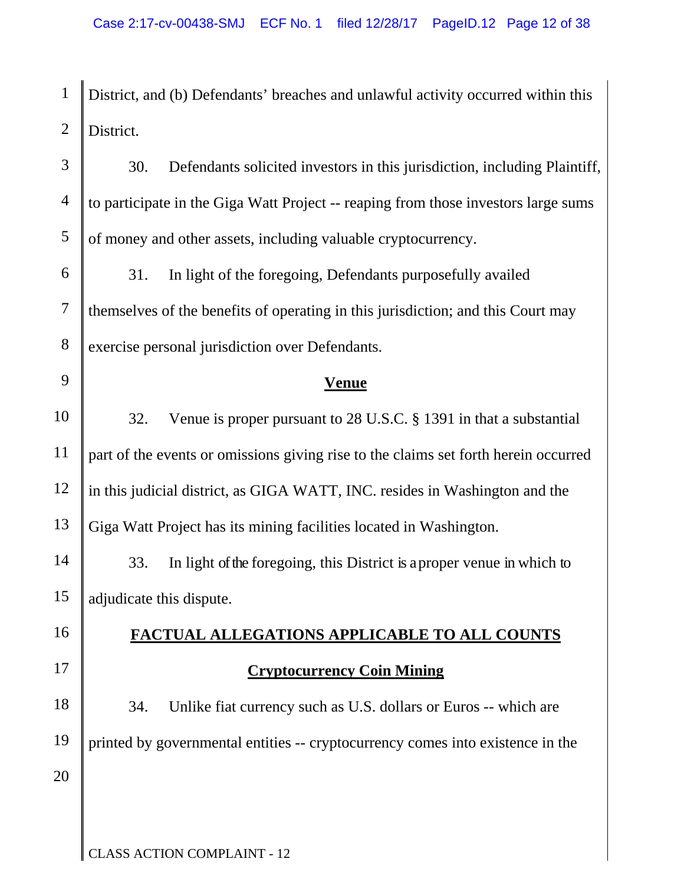District, and (b) Defendants' breaches and unlawful activity occurred within this District.

30. Defendants solicited investors in this jurisdiction, including Plaintiff, to participate in the Giga Watt Project -- reaping from those investors large sums of money and other assets, including valuable cryptocurrency.

31. In light of the foregoing, Defendants purposefully availed themselves of the benefits of operating in this jurisdiction; and this Court may exercise personal jurisdiction over Defendants.

## Venue

32. Venue is proper pursuant to 28 U.S.C. § 1391 in that a substantial part of the events or omissions giving rise to the claims set forth herein occurred in this judicial district, as GIGA WATT, INC. resides in Washington and the Giga Watt Project has its mining facilities located in Washington.

33. In light of the foregoing, this District is a proper venue in which to adjudicate this dispute.

## FACTUAL ALLEGATIONS APPLICABLE TO ALL COUNTS

### Cryptocurrency Coin Mining

34. Unlike fiat currency such as U.S. dollars or Euros -- which are printed by governmental entities -- cryptocurrency comes into existence in the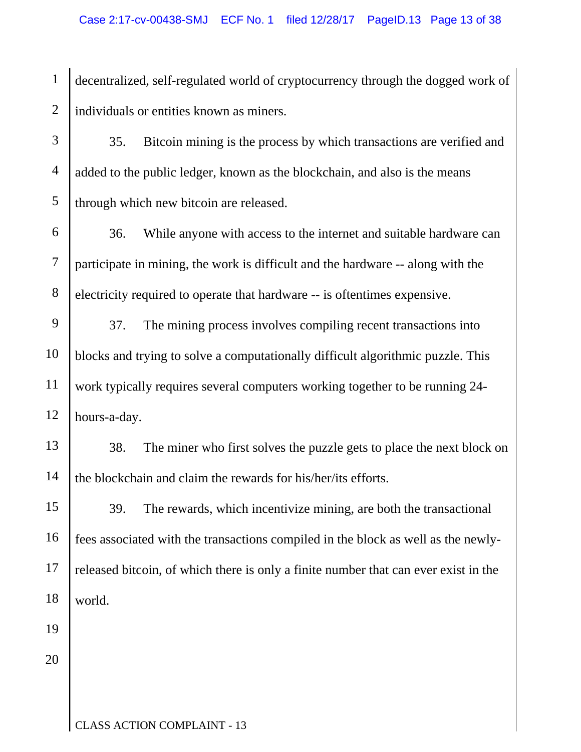decentralized, self-regulated world of cryptocurrency through the dogged work of individuals or entities known as miners.

35. Bitcoin mining is the process by which transactions are verified and added to the public ledger, known as the blockchain, and also is the means through which new bitcoin are released.

36. While anyone with access to the internet and suitable hardware can participate in mining, the work is difficult and the hardware -- along with the electricity required to operate that hardware -- is oftentimes expensive.

37. The mining process involves compiling recent transactions into blocks and trying to solve a computationally difficult algorithmic puzzle. This work typically requires several computers working together to be running 24-hours-a-day.

38. The miner who first solves the puzzle gets to place the next block on the blockchain and claim the rewards for his/her/its efforts.

39. The rewards, which incentivize mining, are both the transactional fees associated with the transactions compiled in the block as well as the newly-released bitcoin, of which there is only a finite number that can ever exist in the world.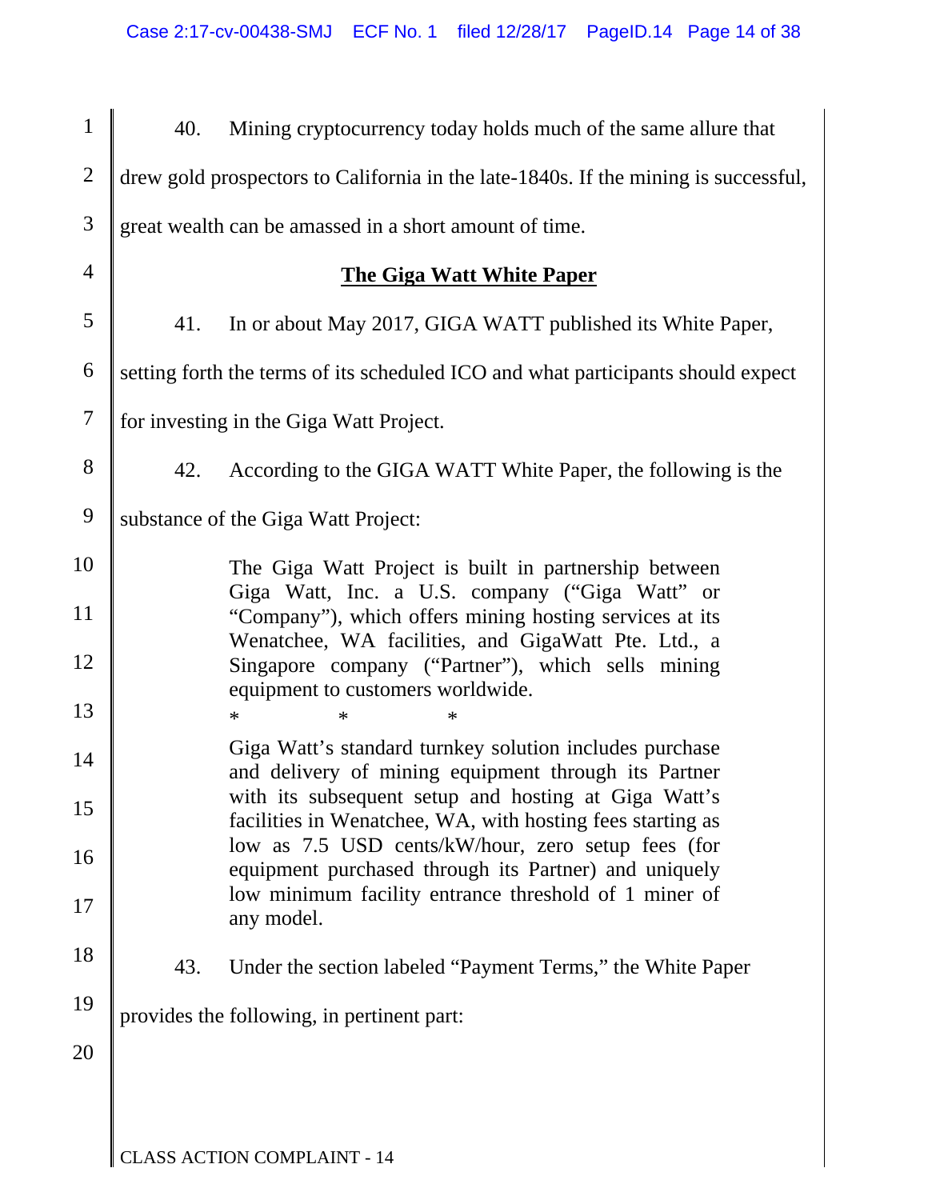40. Mining cryptocurrency today holds much of the same allure that drew gold prospectors to California in the late-1840s. If the mining is successful, great wealth can be amassed in a short amount of time.

## The Giga Watt White Paper

41. In or about May 2017, GIGA WATT published its White Paper, setting forth the terms of its scheduled ICO and what participants should expect for investing in the Giga Watt Project.

42. According to the GIGA WATT White Paper, the following is the substance of the Giga Watt Project:

> The Giga Watt Project is built in partnership between Giga Watt, Inc. a U.S. company ("Giga Watt" or "Company"), which offers mining hosting services at its Wenatchee, WA facilities, and GigaWatt Pte. Ltd., a Singapore company ("Partner"), which sells mining equipment to customers worldwide.
>
> \* \* \*
>
> Giga Watt's standard turnkey solution includes purchase and delivery of mining equipment through its Partner with its subsequent setup and hosting at Giga Watt's facilities in Wenatchee, WA, with hosting fees starting as low as 7.5 USD cents/kW/hour, zero setup fees (for equipment purchased through its Partner) and uniquely low minimum facility entrance threshold of 1 miner of any model.

43. Under the section labeled "Payment Terms," the White Paper provides the following, in pertinent part: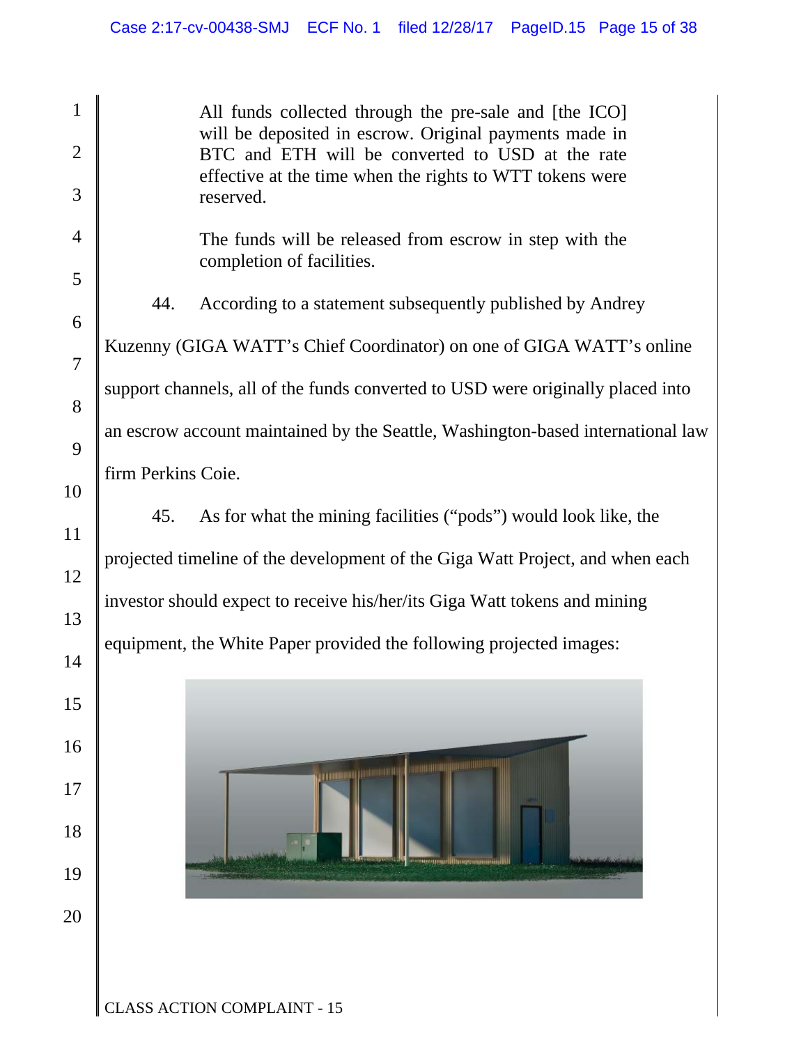> All funds collected through the pre-sale and [the ICO] will be deposited in escrow. Original payments made in BTC and ETH will be converted to USD at the rate effective at the time when the rights to WTT tokens were reserved.
>
> The funds will be released from escrow in step with the completion of facilities.

44. According to a statement subsequently published by Andrey Kuzenny (GIGA WATT's Chief Coordinator) on one of GIGA WATT's online support channels, all of the funds converted to USD were originally placed into an escrow account maintained by the Seattle, Washington-based international law firm Perkins Coie.

45. As for what the mining facilities ("pods") would look like, the projected timeline of the development of the Giga Watt Project, and when each investor should expect to receive his/her/its Giga Watt tokens and mining equipment, the White Paper provided the following projected images: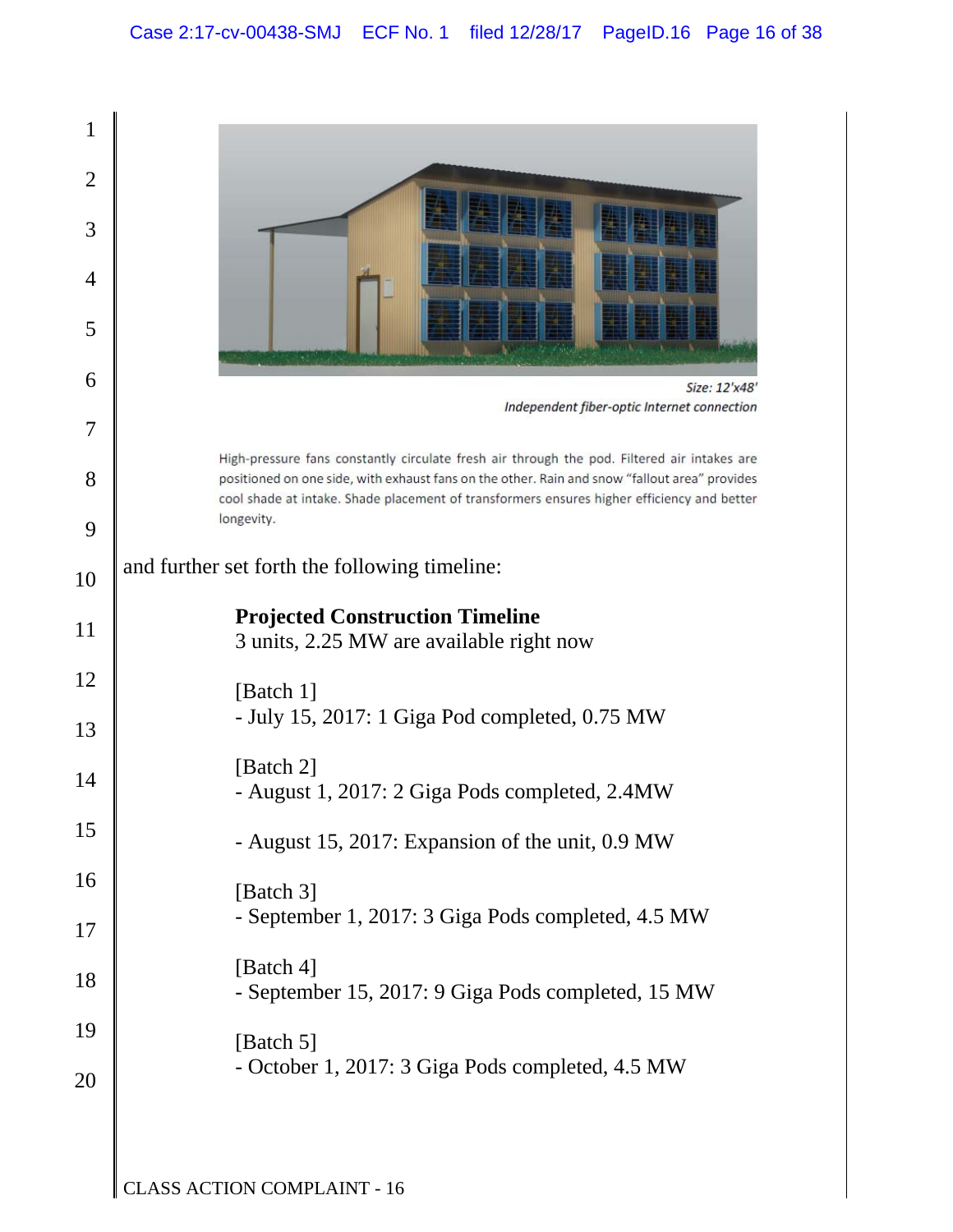*Size: 12'x48'*
*Independent fiber-optic Internet connection*

High-pressure fans constantly circulate fresh air through the pod. Filtered air intakes are positioned on one side, with exhaust fans on the other. Rain and snow "fallout area" provides cool shade at intake. Shade placement of transformers ensures higher efficiency and better longevity.

and further set forth the following timeline:

**Projected Construction Timeline**
3 units, 2.25 MW are available right now

[Batch 1]
- July 15, 2017: 1 Giga Pod completed, 0.75 MW

[Batch 2]
- August 1, 2017: 2 Giga Pods completed, 2.4MW

- August 15, 2017: Expansion of the unit, 0.9 MW

[Batch 3]
- September 1, 2017: 3 Giga Pods completed, 4.5 MW

[Batch 4]
- September 15, 2017: 9 Giga Pods completed, 15 MW

[Batch 5]
- October 1, 2017: 3 Giga Pods completed, 4.5 MW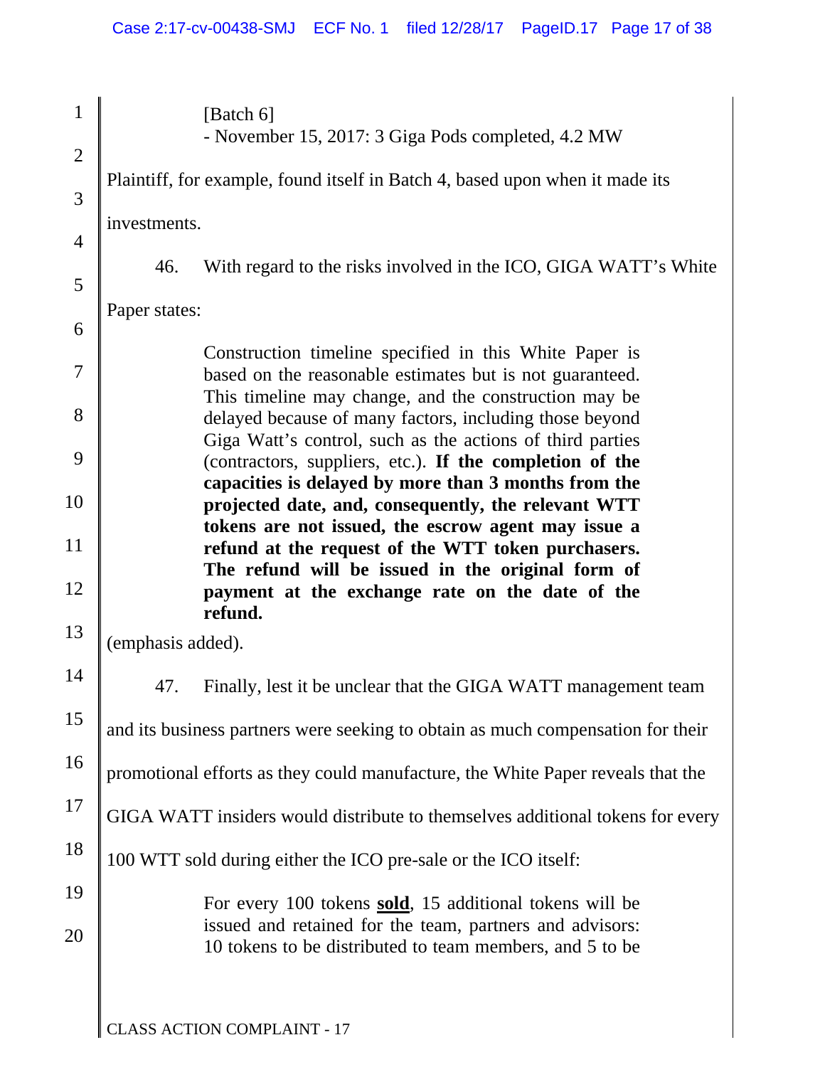[Batch 6]
- November 15, 2017: 3 Giga Pods completed, 4.2 MW

Plaintiff, for example, found itself in Batch 4, based upon when it made its investments.

46. With regard to the risks involved in the ICO, GIGA WATT's White Paper states:

> Construction timeline specified in this White Paper is based on the reasonable estimates but is not guaranteed. This timeline may change, and the construction may be delayed because of many factors, including those beyond Giga Watt's control, such as the actions of third parties (contractors, suppliers, etc.). **If the completion of the capacities is delayed by more than 3 months from the projected date, and, consequently, the relevant WTT tokens are not issued, the escrow agent may issue a refund at the request of the WTT token purchasers. The refund will be issued in the original form of payment at the exchange rate on the date of the refund.**

(emphasis added).

47. Finally, lest it be unclear that the GIGA WATT management team and its business partners were seeking to obtain as much compensation for their promotional efforts as they could manufacture, the White Paper reveals that the GIGA WATT insiders would distribute to themselves additional tokens for every 100 WTT sold during either the ICO pre-sale or the ICO itself:

> For every 100 tokens <u>**sold**</u>, 15 additional tokens will be issued and retained for the team, partners and advisors: 10 tokens to be distributed to team members, and 5 to be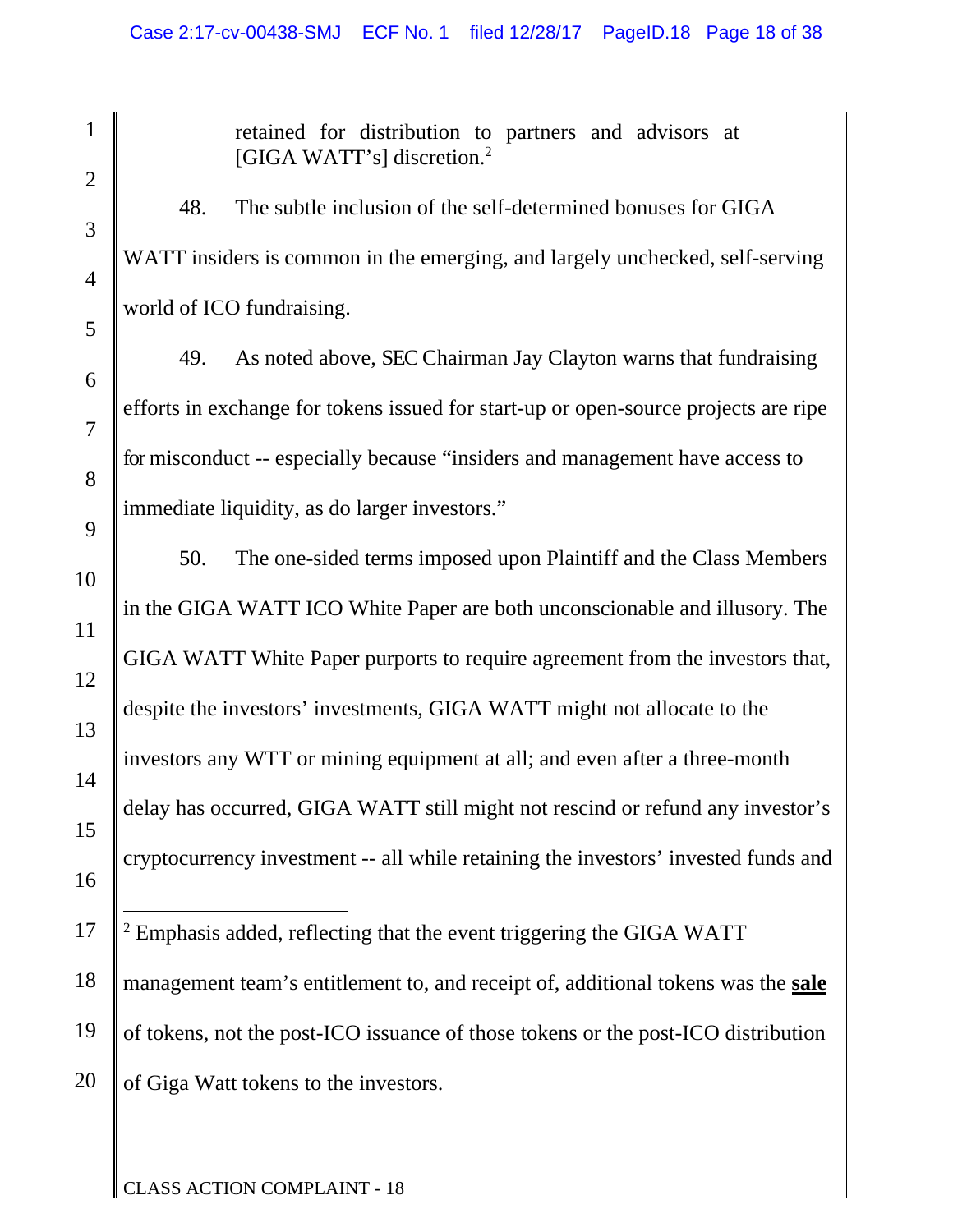> retained for distribution to partners and advisors at [GIGA WATT's] discretion.[2]

48. The subtle inclusion of the self-determined bonuses for GIGA WATT insiders is common in the emerging, and largely unchecked, self-serving world of ICO fundraising.

49. As noted above, SEC Chairman Jay Clayton warns that fundraising efforts in exchange for tokens issued for start-up or open-source projects are ripe for misconduct -- especially because "insiders and management have access to immediate liquidity, as do larger investors."

50. The one-sided terms imposed upon Plaintiff and the Class Members in the GIGA WATT ICO White Paper are both unconscionable and illusory. The GIGA WATT White Paper purports to require agreement from the investors that, despite the investors' investments, GIGA WATT might not allocate to the investors any WTT or mining equipment at all; and even after a three-month delay has occurred, GIGA WATT still might not rescind or refund any investor's cryptocurrency investment -- all while retaining the investors' invested funds and

---

[2] Emphasis added, reflecting that the event triggering the GIGA WATT management team's entitlement to, and receipt of, additional tokens was the <u>**sale**</u> of tokens, not the post-ICO issuance of those tokens or the post-ICO distribution of Giga Watt tokens to the investors.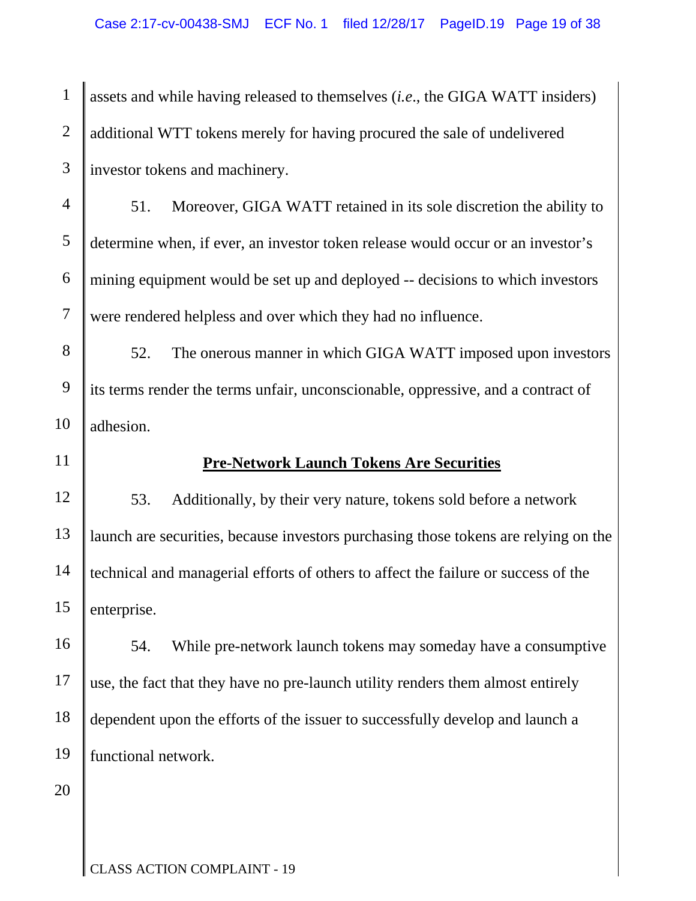assets and while having released to themselves (*i.e.*, the GIGA WATT insiders) additional WTT tokens merely for having procured the sale of undelivered investor tokens and machinery.

51. Moreover, GIGA WATT retained in its sole discretion the ability to determine when, if ever, an investor token release would occur or an investor's mining equipment would be set up and deployed -- decisions to which investors were rendered helpless and over which they had no influence.

52. The onerous manner in which GIGA WATT imposed upon investors its terms render the terms unfair, unconscionable, oppressive, and a contract of adhesion.

## **Pre-Network Launch Tokens Are Securities**

53. Additionally, by their very nature, tokens sold before a network launch are securities, because investors purchasing those tokens are relying on the technical and managerial efforts of others to affect the failure or success of the enterprise.

54. While pre-network launch tokens may someday have a consumptive use, the fact that they have no pre-launch utility renders them almost entirely dependent upon the efforts of the issuer to successfully develop and launch a functional network.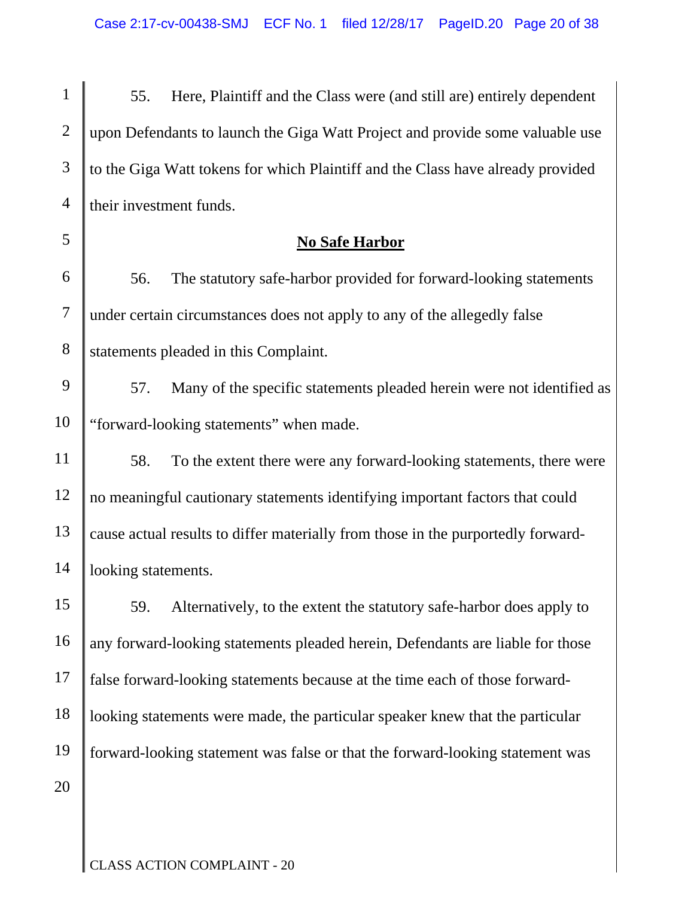55. Here, Plaintiff and the Class were (and still are) entirely dependent upon Defendants to launch the Giga Watt Project and provide some valuable use to the Giga Watt tokens for which Plaintiff and the Class have already provided their investment funds.

## **No Safe Harbor**

56. The statutory safe-harbor provided for forward-looking statements under certain circumstances does not apply to any of the allegedly false statements pleaded in this Complaint.

57. Many of the specific statements pleaded herein were not identified as "forward-looking statements" when made.

58. To the extent there were any forward-looking statements, there were no meaningful cautionary statements identifying important factors that could cause actual results to differ materially from those in the purportedly forward-looking statements.

59. Alternatively, to the extent the statutory safe-harbor does apply to any forward-looking statements pleaded herein, Defendants are liable for those false forward-looking statements because at the time each of those forward-looking statements were made, the particular speaker knew that the particular forward-looking statement was false or that the forward-looking statement was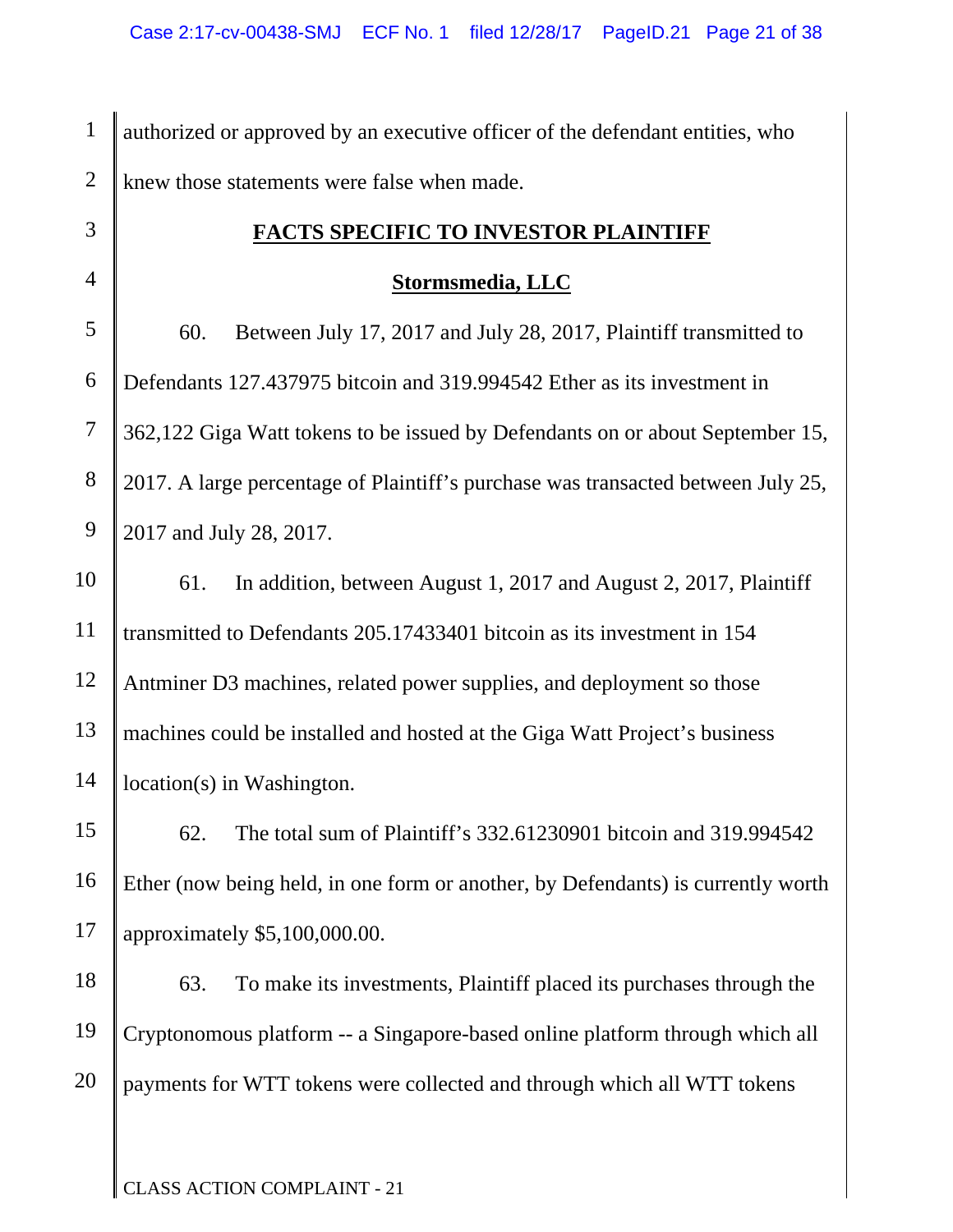authorized or approved by an executive officer of the defendant entities, who knew those statements were false when made.

## FACTS SPECIFIC TO INVESTOR PLAINTIFF

### Stormsmedia, LLC

60. Between July 17, 2017 and July 28, 2017, Plaintiff transmitted to Defendants 127.437975 bitcoin and 319.994542 Ether as its investment in 362,122 Giga Watt tokens to be issued by Defendants on or about September 15, 2017. A large percentage of Plaintiff's purchase was transacted between July 25, 2017 and July 28, 2017.

61. In addition, between August 1, 2017 and August 2, 2017, Plaintiff transmitted to Defendants 205.17433401 bitcoin as its investment in 154 Antminer D3 machines, related power supplies, and deployment so those machines could be installed and hosted at the Giga Watt Project's business location(s) in Washington.

62. The total sum of Plaintiff's 332.61230901 bitcoin and 319.994542 Ether (now being held, in one form or another, by Defendants) is currently worth approximately $5,100,000.00.

63. To make its investments, Plaintiff placed its purchases through the Cryptonomous platform -- a Singapore-based online platform through which all payments for WTT tokens were collected and through which all WTT tokens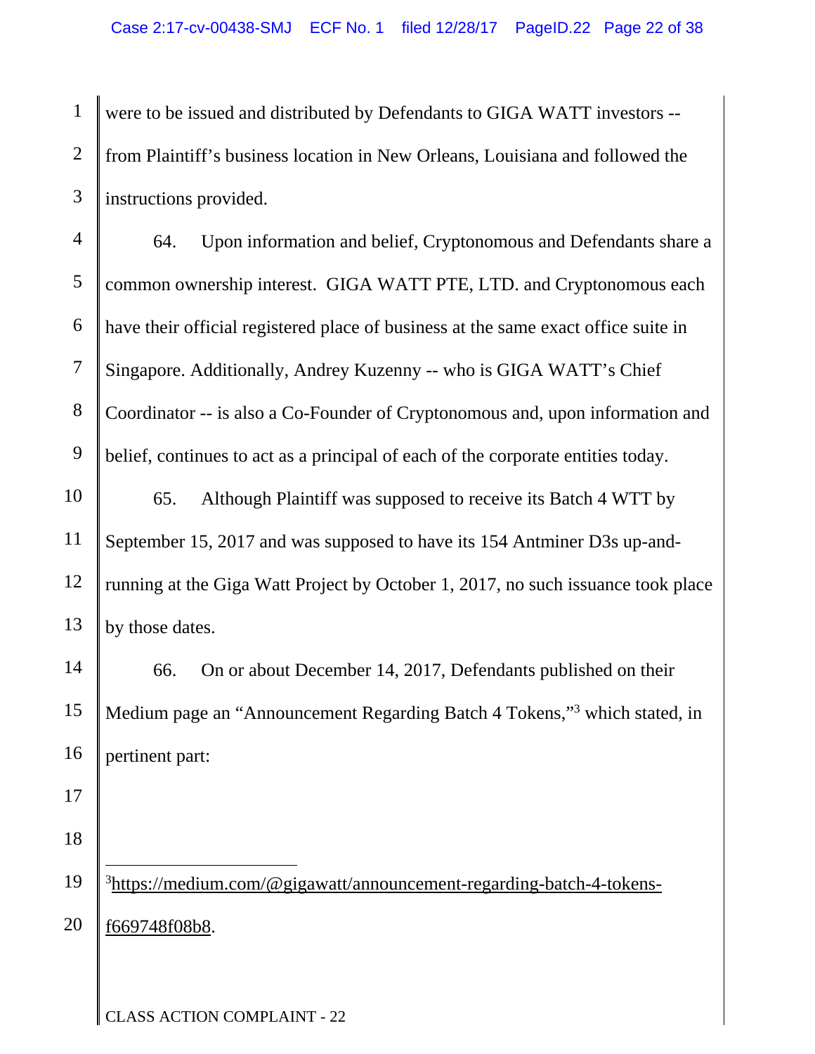were to be issued and distributed by Defendants to GIGA WATT investors -- from Plaintiff's business location in New Orleans, Louisiana and followed the instructions provided.

64. Upon information and belief, Cryptonomous and Defendants share a common ownership interest. GIGA WATT PTE, LTD. and Cryptonomous each have their official registered place of business at the same exact office suite in Singapore. Additionally, Andrey Kuzenny -- who is GIGA WATT's Chief Coordinator -- is also a Co-Founder of Cryptonomous and, upon information and belief, continues to act as a principal of each of the corporate entities today.

65. Although Plaintiff was supposed to receive its Batch 4 WTT by September 15, 2017 and was supposed to have its 154 Antminer D3s up-and-running at the Giga Watt Project by October 1, 2017, no such issuance took place by those dates.

66. On or about December 14, 2017, Defendants published on their Medium page an "Announcement Regarding Batch 4 Tokens,"[3] which stated, in pertinent part:

---

[3] https://medium.com/@gigawatt/announcement-regarding-batch-4-tokens-f669748f08b8.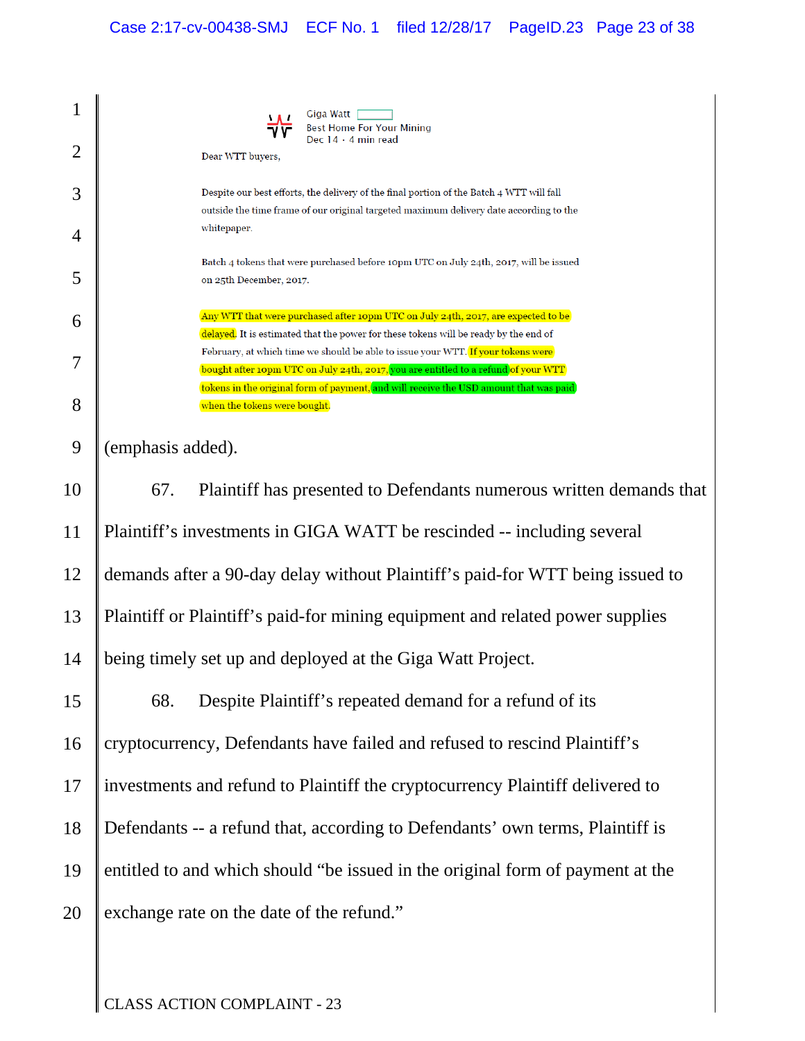Giga Watt
Best Home For Your Mining
Dec 14 · 4 min read

Dear WTT buyers,

Despite our best efforts, the delivery of the final portion of the Batch 4 WTT will fall outside the time frame of our original targeted maximum delivery date according to the whitepaper.

Batch 4 tokens that were purchased before 10pm UTC on July 24th, 2017, will be issued on 25th December, 2017.

Any WTT that were purchased after 10pm UTC on July 24th, 2017, are expected to be delayed. It is estimated that the power for these tokens will be ready by the end of February, at which time we should be able to issue your WTT. If your tokens were bought after 10pm UTC on July 24th, 2017, you are entitled to a refund of your WTT tokens in the original form of payment, and will receive the USD amount that was paid when the tokens were bought.

(emphasis added).

67. Plaintiff has presented to Defendants numerous written demands that Plaintiff's investments in GIGA WATT be rescinded -- including several demands after a 90-day delay without Plaintiff's paid-for WTT being issued to Plaintiff or Plaintiff's paid-for mining equipment and related power supplies being timely set up and deployed at the Giga Watt Project.

68. Despite Plaintiff's repeated demand for a refund of its cryptocurrency, Defendants have failed and refused to rescind Plaintiff's investments and refund to Plaintiff the cryptocurrency Plaintiff delivered to Defendants -- a refund that, according to Defendants' own terms, Plaintiff is entitled to and which should "be issued in the original form of payment at the exchange rate on the date of the refund."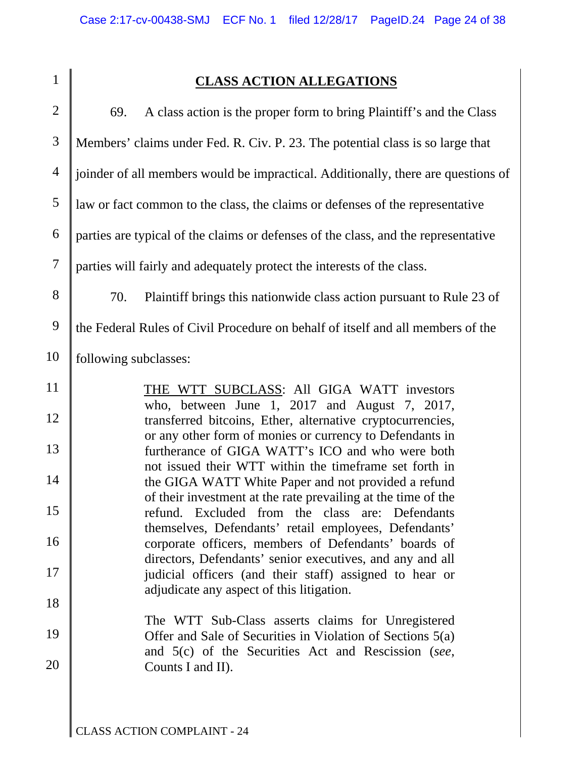## CLASS ACTION ALLEGATIONS

69. A class action is the proper form to bring Plaintiff's and the Class Members' claims under Fed. R. Civ. P. 23. The potential class is so large that joinder of all members would be impractical. Additionally, there are questions of law or fact common to the class, the claims or defenses of the representative parties are typical of the claims or defenses of the class, and the representative parties will fairly and adequately protect the interests of the class.

70. Plaintiff brings this nationwide class action pursuant to Rule 23 of the Federal Rules of Civil Procedure on behalf of itself and all members of the following subclasses:

> THE WTT SUBCLASS: All GIGA WATT investors who, between June 1, 2017 and August 7, 2017, transferred bitcoins, Ether, alternative cryptocurrencies, or any other form of monies or currency to Defendants in furtherance of GIGA WATT's ICO and who were both not issued their WTT within the timeframe set forth in the GIGA WATT White Paper and not provided a refund of their investment at the rate prevailing at the time of the refund. Excluded from the class are: Defendants themselves, Defendants' retail employees, Defendants' corporate officers, members of Defendants' boards of directors, Defendants' senior executives, and any and all judicial officers (and their staff) assigned to hear or adjudicate any aspect of this litigation.
>
> The WTT Sub-Class asserts claims for Unregistered Offer and Sale of Securities in Violation of Sections 5(a) and 5(c) of the Securities Act and Rescission (*see*, Counts I and II).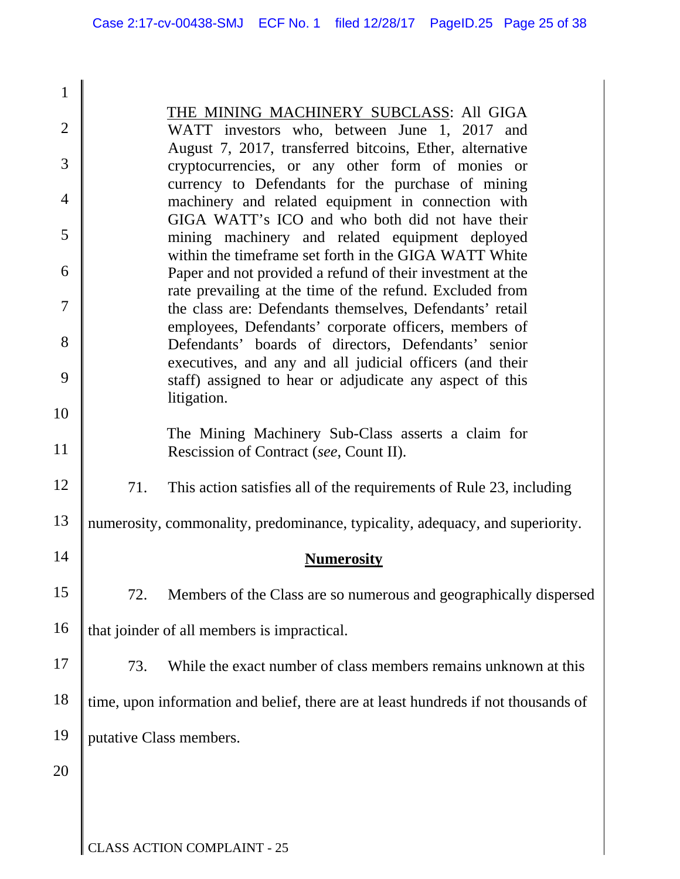THE MINING MACHINERY SUBCLASS: All GIGA WATT investors who, between June 1, 2017 and August 7, 2017, transferred bitcoins, Ether, alternative cryptocurrencies, or any other form of monies or currency to Defendants for the purchase of mining machinery and related equipment in connection with GIGA WATT's ICO and who both did not have their mining machinery and related equipment deployed within the timeframe set forth in the GIGA WATT White Paper and not provided a refund of their investment at the rate prevailing at the time of the refund. Excluded from the class are: Defendants themselves, Defendants' retail employees, Defendants' corporate officers, members of Defendants' boards of directors, Defendants' senior executives, and any and all judicial officers (and their staff) assigned to hear or adjudicate any aspect of this litigation.

The Mining Machinery Sub-Class asserts a claim for Rescission of Contract (*see*, Count II).

71. This action satisfies all of the requirements of Rule 23, including numerosity, commonality, predominance, typicality, adequacy, and superiority.

**Numerosity**

72. Members of the Class are so numerous and geographically dispersed that joinder of all members is impractical.

73. While the exact number of class members remains unknown at this time, upon information and belief, there are at least hundreds if not thousands of putative Class members.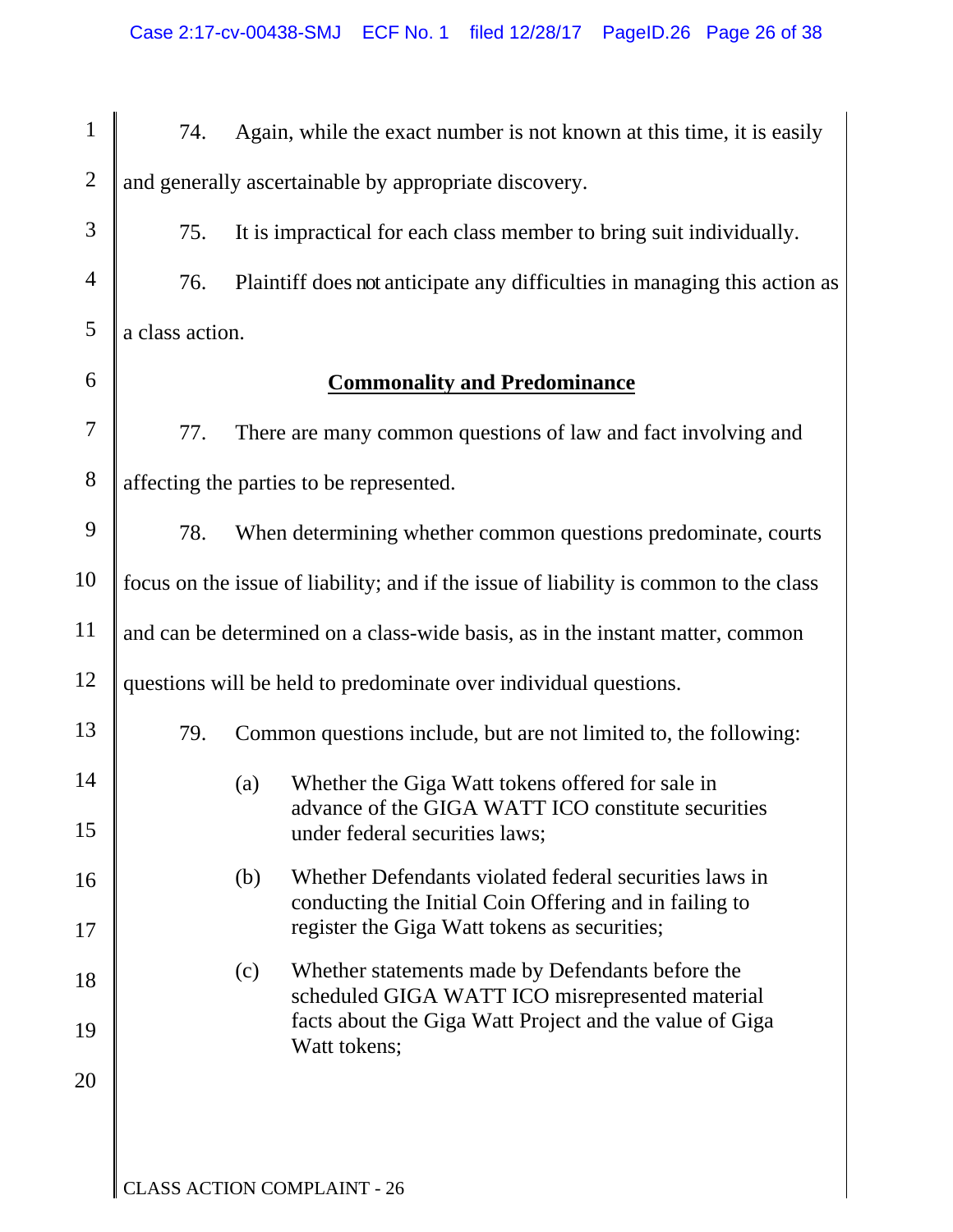74. Again, while the exact number is not known at this time, it is easily and generally ascertainable by appropriate discovery.

75. It is impractical for each class member to bring suit individually.

76. Plaintiff does not anticipate any difficulties in managing this action as a class action.

## Commonality and Predominance

77. There are many common questions of law and fact involving and affecting the parties to be represented.

78. When determining whether common questions predominate, courts focus on the issue of liability; and if the issue of liability is common to the class and can be determined on a class-wide basis, as in the instant matter, common questions will be held to predominate over individual questions.

79. Common questions include, but are not limited to, the following:

(a) Whether the Giga Watt tokens offered for sale in advance of the GIGA WATT ICO constitute securities under federal securities laws;

(b) Whether Defendants violated federal securities laws in conducting the Initial Coin Offering and in failing to register the Giga Watt tokens as securities;

(c) Whether statements made by Defendants before the scheduled GIGA WATT ICO misrepresented material facts about the Giga Watt Project and the value of Giga Watt tokens;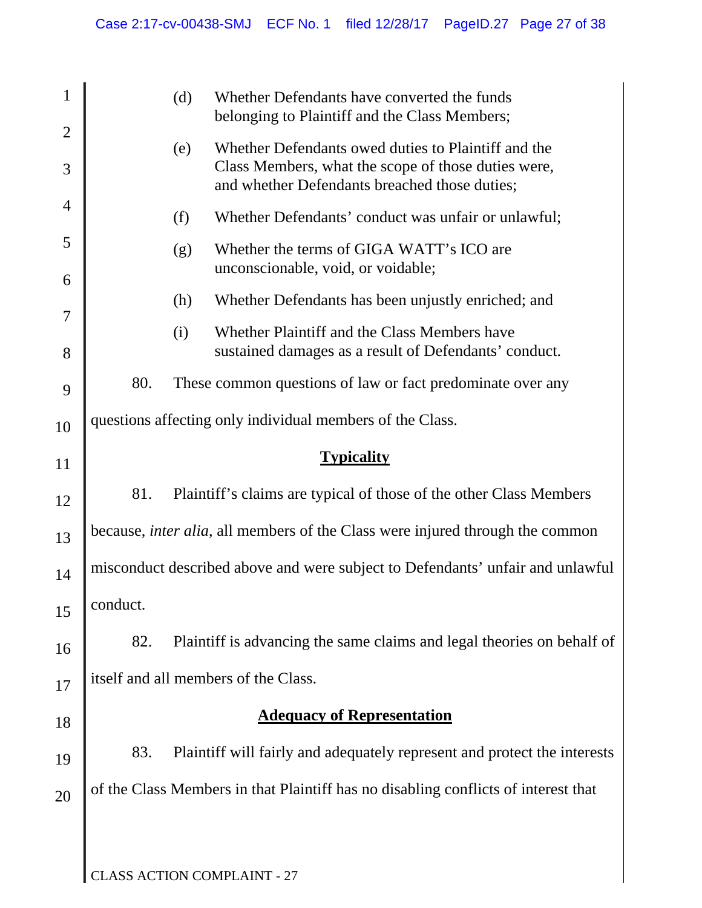(d) Whether Defendants have converted the funds belonging to Plaintiff and the Class Members;

(e) Whether Defendants owed duties to Plaintiff and the Class Members, what the scope of those duties were, and whether Defendants breached those duties;

(f) Whether Defendants' conduct was unfair or unlawful;

(g) Whether the terms of GIGA WATT's ICO are unconscionable, void, or voidable;

(h) Whether Defendants has been unjustly enriched; and

(i) Whether Plaintiff and the Class Members have sustained damages as a result of Defendants' conduct.

80. These common questions of law or fact predominate over any questions affecting only individual members of the Class.

**Typicality**

81. Plaintiff's claims are typical of those of the other Class Members because, *inter alia*, all members of the Class were injured through the common misconduct described above and were subject to Defendants' unfair and unlawful conduct.

82. Plaintiff is advancing the same claims and legal theories on behalf of itself and all members of the Class.

**Adequacy of Representation**

83. Plaintiff will fairly and adequately represent and protect the interests of the Class Members in that Plaintiff has no disabling conflicts of interest that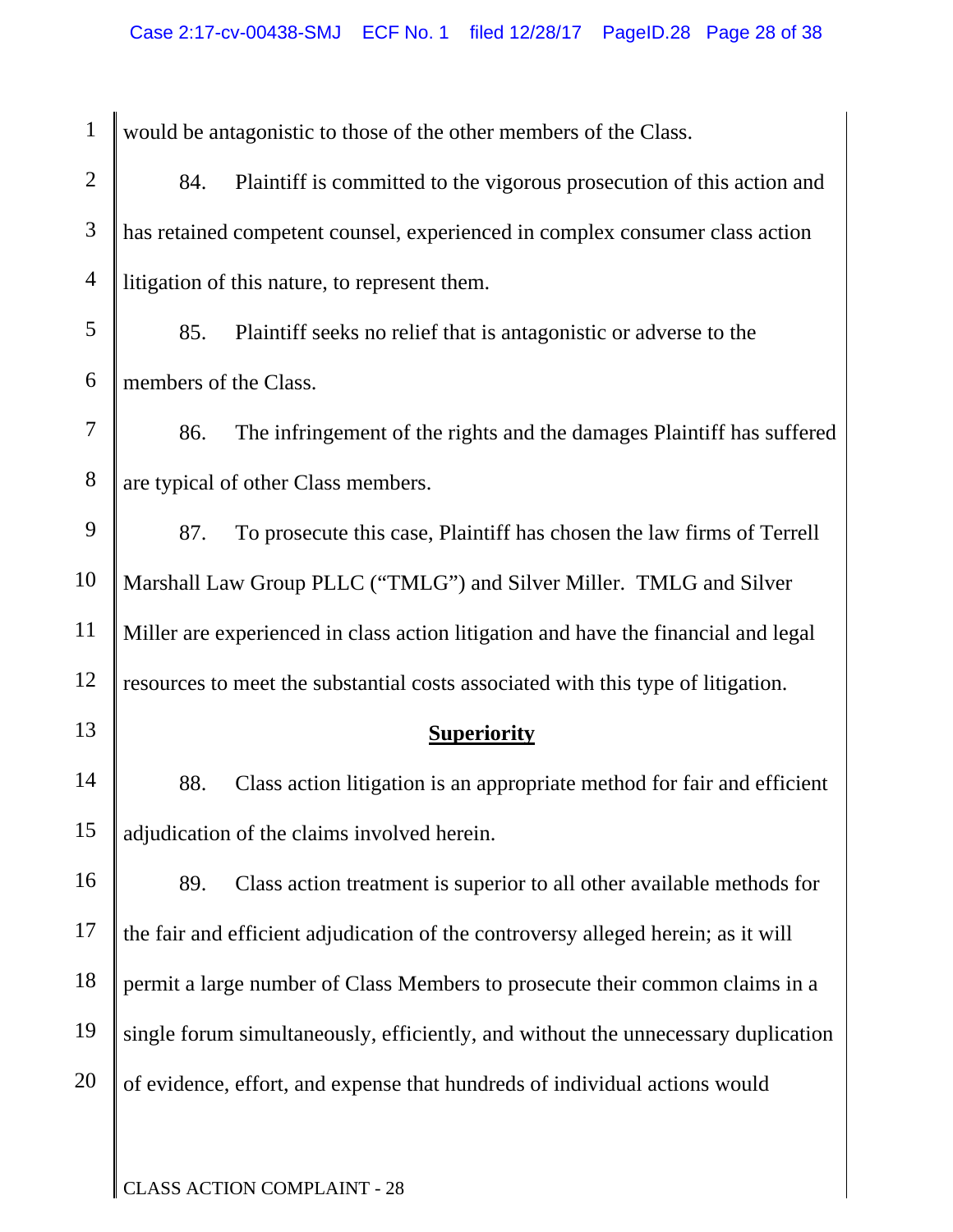would be antagonistic to those of the other members of the Class.

84. Plaintiff is committed to the vigorous prosecution of this action and has retained competent counsel, experienced in complex consumer class action litigation of this nature, to represent them.

85. Plaintiff seeks no relief that is antagonistic or adverse to the members of the Class.

86. The infringement of the rights and the damages Plaintiff has suffered are typical of other Class members.

87. To prosecute this case, Plaintiff has chosen the law firms of Terrell Marshall Law Group PLLC ("TMLG") and Silver Miller. TMLG and Silver Miller are experienced in class action litigation and have the financial and legal resources to meet the substantial costs associated with this type of litigation.

**Superiority**

88. Class action litigation is an appropriate method for fair and efficient adjudication of the claims involved herein.

89. Class action treatment is superior to all other available methods for the fair and efficient adjudication of the controversy alleged herein; as it will permit a large number of Class Members to prosecute their common claims in a single forum simultaneously, efficiently, and without the unnecessary duplication of evidence, effort, and expense that hundreds of individual actions would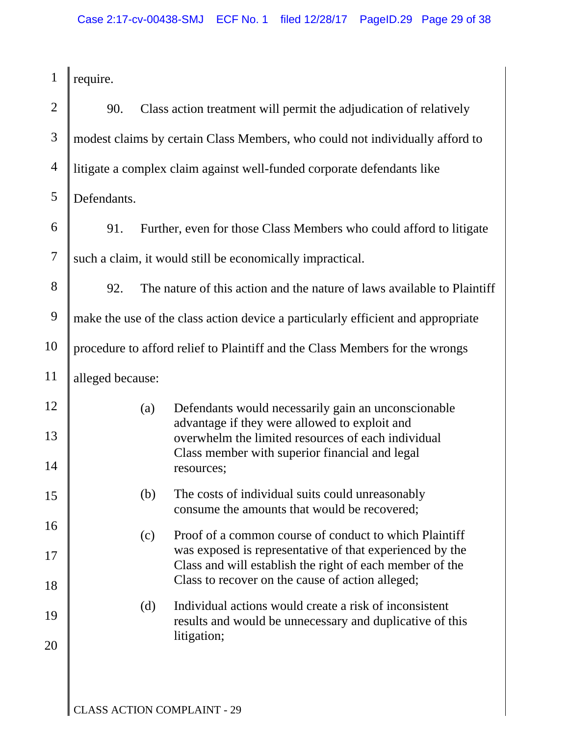require.

90. Class action treatment will permit the adjudication of relatively modest claims by certain Class Members, who could not individually afford to litigate a complex claim against well-funded corporate defendants like Defendants.

91. Further, even for those Class Members who could afford to litigate such a claim, it would still be economically impractical.

92. The nature of this action and the nature of laws available to Plaintiff make the use of the class action device a particularly efficient and appropriate procedure to afford relief to Plaintiff and the Class Members for the wrongs alleged because:

(a) Defendants would necessarily gain an unconscionable advantage if they were allowed to exploit and overwhelm the limited resources of each individual Class member with superior financial and legal resources;

(b) The costs of individual suits could unreasonably consume the amounts that would be recovered;

(c) Proof of a common course of conduct to which Plaintiff was exposed is representative of that experienced by the Class and will establish the right of each member of the Class to recover on the cause of action alleged;

(d) Individual actions would create a risk of inconsistent results and would be unnecessary and duplicative of this litigation;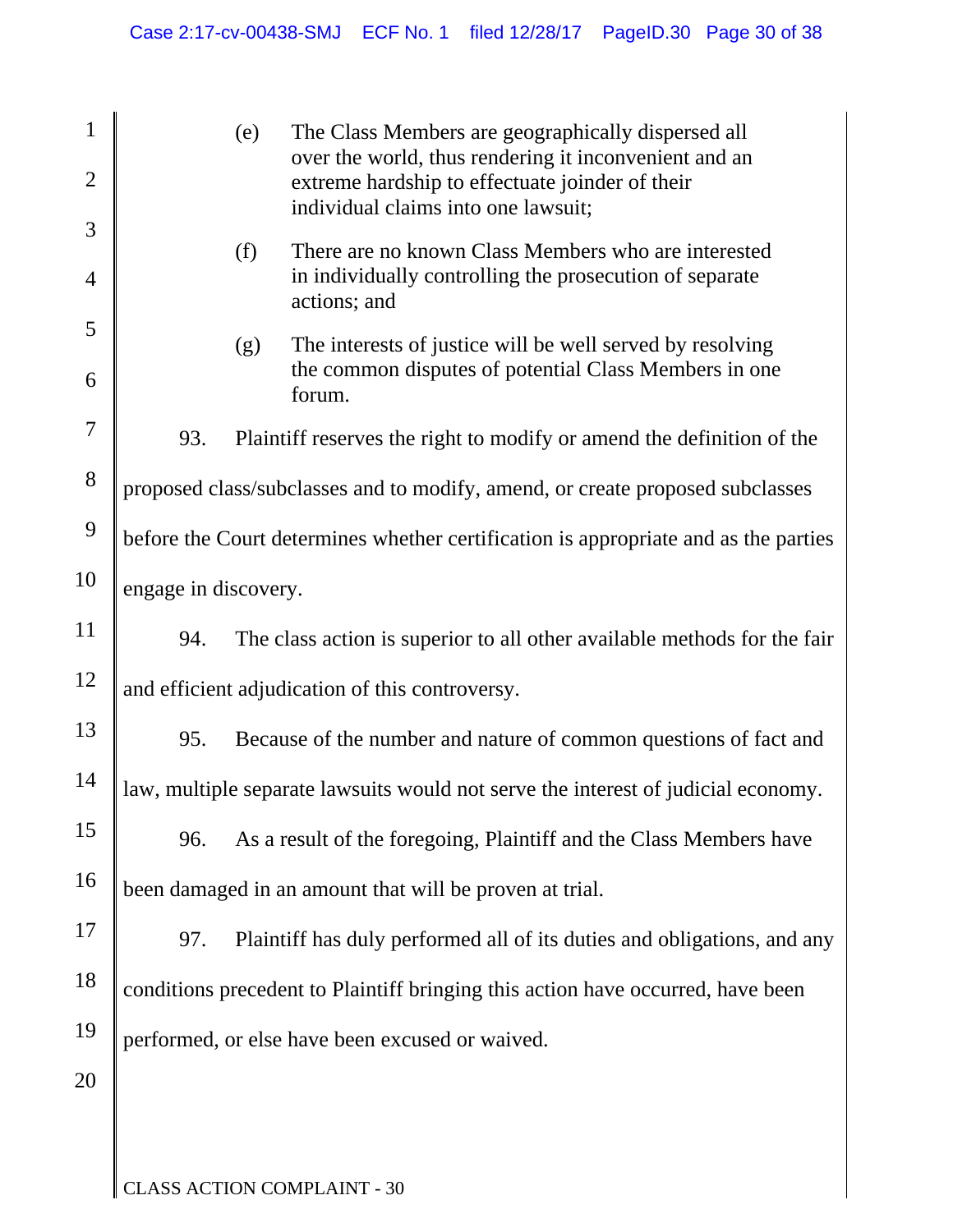(e) The Class Members are geographically dispersed all over the world, thus rendering it inconvenient and an extreme hardship to effectuate joinder of their individual claims into one lawsuit;

(f) There are no known Class Members who are interested in individually controlling the prosecution of separate actions; and

(g) The interests of justice will be well served by resolving the common disputes of potential Class Members in one forum.

93. Plaintiff reserves the right to modify or amend the definition of the proposed class/subclasses and to modify, amend, or create proposed subclasses before the Court determines whether certification is appropriate and as the parties engage in discovery.

94. The class action is superior to all other available methods for the fair and efficient adjudication of this controversy.

95. Because of the number and nature of common questions of fact and law, multiple separate lawsuits would not serve the interest of judicial economy.

96. As a result of the foregoing, Plaintiff and the Class Members have been damaged in an amount that will be proven at trial.

97. Plaintiff has duly performed all of its duties and obligations, and any conditions precedent to Plaintiff bringing this action have occurred, have been performed, or else have been excused or waived.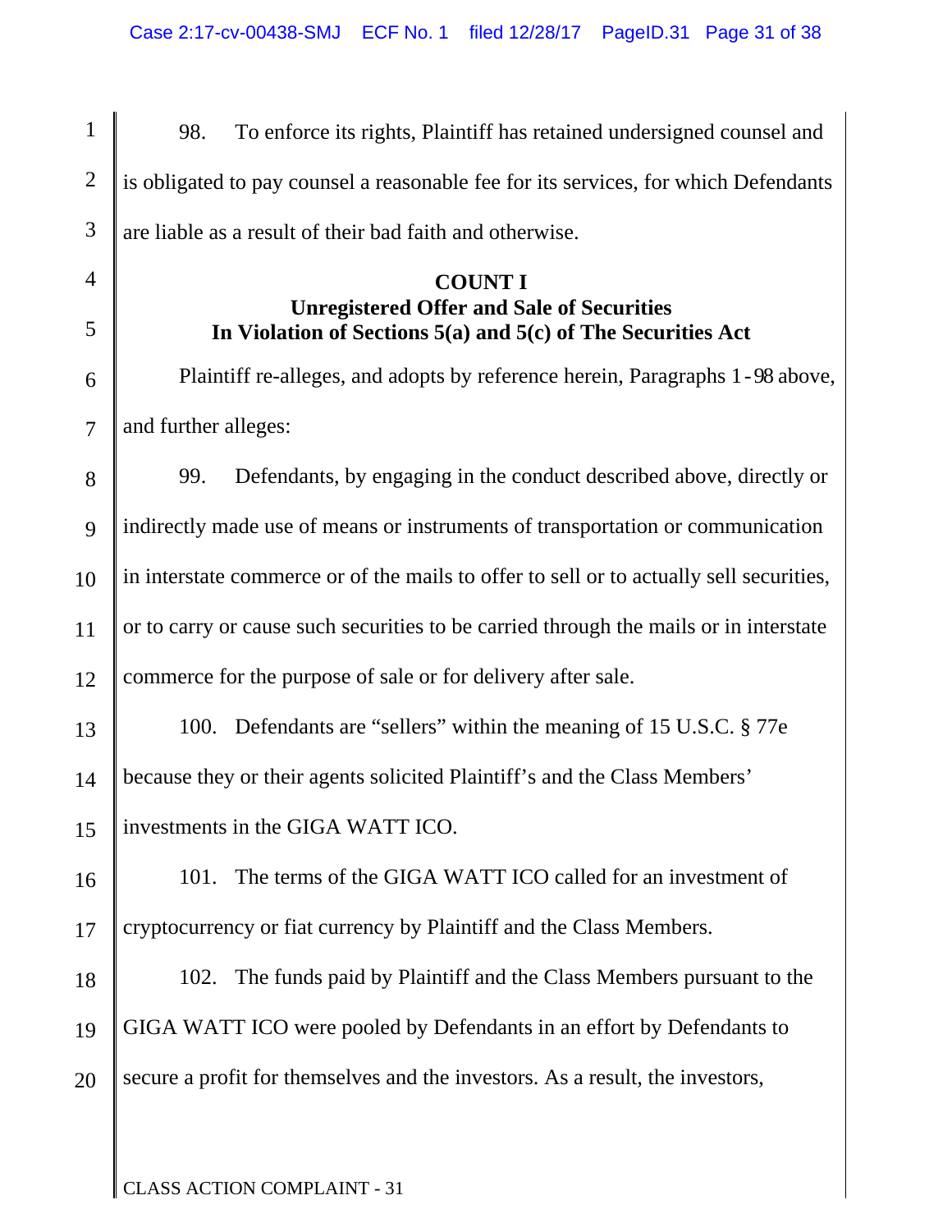98. To enforce its rights, Plaintiff has retained undersigned counsel and is obligated to pay counsel a reasonable fee for its services, for which Defendants are liable as a result of their bad faith and otherwise.

**COUNT I**
**Unregistered Offer and Sale of Securities**
**In Violation of Sections 5(a) and 5(c) of The Securities Act**

Plaintiff re-alleges, and adopts by reference herein, Paragraphs 1-98 above, and further alleges:

99. Defendants, by engaging in the conduct described above, directly or indirectly made use of means or instruments of transportation or communication in interstate commerce or of the mails to offer to sell or to actually sell securities, or to carry or cause such securities to be carried through the mails or in interstate commerce for the purpose of sale or for delivery after sale.

100. Defendants are "sellers" within the meaning of 15 U.S.C. § 77e because they or their agents solicited Plaintiff's and the Class Members' investments in the GIGA WATT ICO.

101. The terms of the GIGA WATT ICO called for an investment of cryptocurrency or fiat currency by Plaintiff and the Class Members.

102. The funds paid by Plaintiff and the Class Members pursuant to the GIGA WATT ICO were pooled by Defendants in an effort by Defendants to secure a profit for themselves and the investors. As a result, the investors,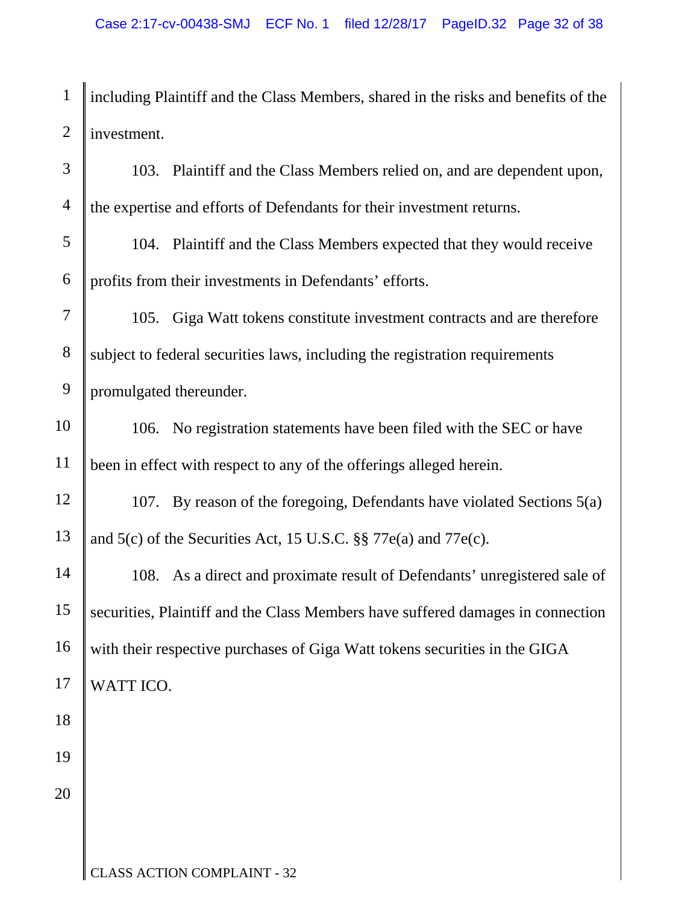including Plaintiff and the Class Members, shared in the risks and benefits of the investment.

103. Plaintiff and the Class Members relied on, and are dependent upon, the expertise and efforts of Defendants for their investment returns.

104. Plaintiff and the Class Members expected that they would receive profits from their investments in Defendants' efforts.

105. Giga Watt tokens constitute investment contracts and are therefore subject to federal securities laws, including the registration requirements promulgated thereunder.

106. No registration statements have been filed with the SEC or have been in effect with respect to any of the offerings alleged herein.

107. By reason of the foregoing, Defendants have violated Sections 5(a) and 5(c) of the Securities Act, 15 U.S.C. §§ 77e(a) and 77e(c).

108. As a direct and proximate result of Defendants' unregistered sale of securities, Plaintiff and the Class Members have suffered damages in connection with their respective purchases of Giga Watt tokens securities in the GIGA WATT ICO.

CLASS ACTION COMPLAINT - 32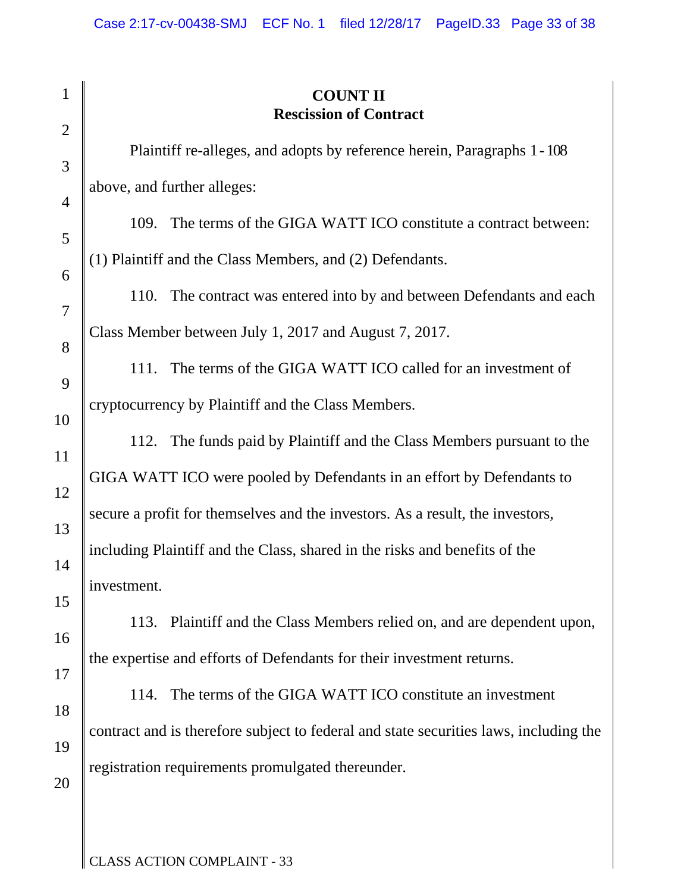## COUNT II
## Rescission of Contract

Plaintiff re-alleges, and adopts by reference herein, Paragraphs 1-108 above, and further alleges:

109. The terms of the GIGA WATT ICO constitute a contract between: (1) Plaintiff and the Class Members, and (2) Defendants.

110. The contract was entered into by and between Defendants and each Class Member between July 1, 2017 and August 7, 2017.

111. The terms of the GIGA WATT ICO called for an investment of cryptocurrency by Plaintiff and the Class Members.

112. The funds paid by Plaintiff and the Class Members pursuant to the GIGA WATT ICO were pooled by Defendants in an effort by Defendants to secure a profit for themselves and the investors. As a result, the investors, including Plaintiff and the Class, shared in the risks and benefits of the investment.

113. Plaintiff and the Class Members relied on, and are dependent upon, the expertise and efforts of Defendants for their investment returns.

114. The terms of the GIGA WATT ICO constitute an investment contract and is therefore subject to federal and state securities laws, including the registration requirements promulgated thereunder.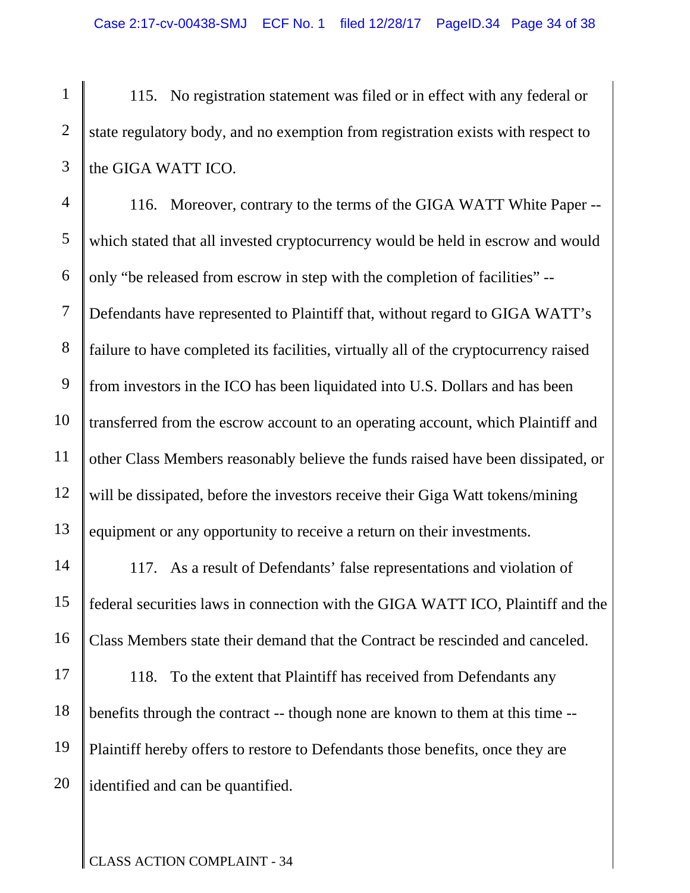115. No registration statement was filed or in effect with any federal or state regulatory body, and no exemption from registration exists with respect to the GIGA WATT ICO.

116. Moreover, contrary to the terms of the GIGA WATT White Paper -- which stated that all invested cryptocurrency would be held in escrow and would only "be released from escrow in step with the completion of facilities" -- Defendants have represented to Plaintiff that, without regard to GIGA WATT's failure to have completed its facilities, virtually all of the cryptocurrency raised from investors in the ICO has been liquidated into U.S. Dollars and has been transferred from the escrow account to an operating account, which Plaintiff and other Class Members reasonably believe the funds raised have been dissipated, or will be dissipated, before the investors receive their Giga Watt tokens/mining equipment or any opportunity to receive a return on their investments.

117. As a result of Defendants' false representations and violation of federal securities laws in connection with the GIGA WATT ICO, Plaintiff and the Class Members state their demand that the Contract be rescinded and canceled.

118. To the extent that Plaintiff has received from Defendants any benefits through the contract -- though none are known to them at this time -- Plaintiff hereby offers to restore to Defendants those benefits, once they are identified and can be quantified.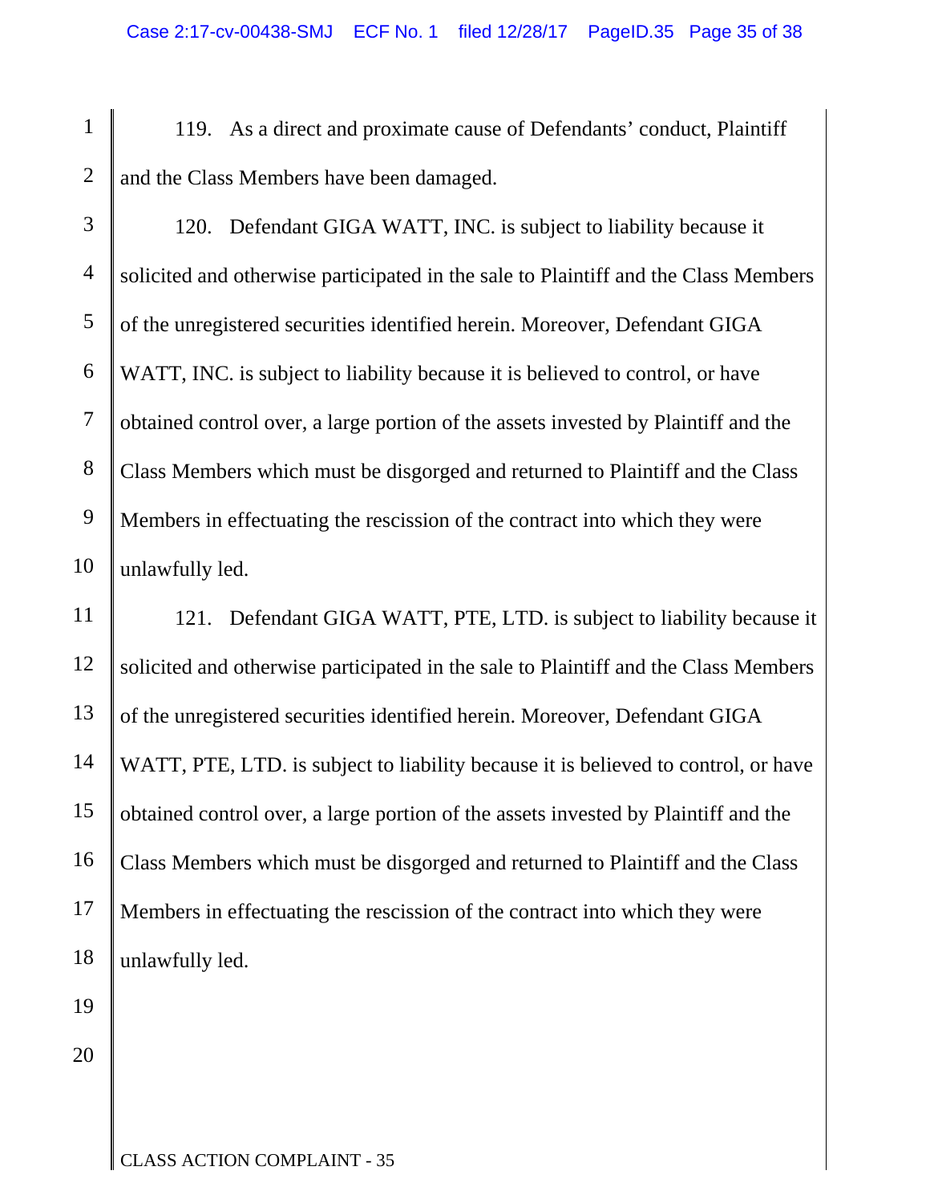119. As a direct and proximate cause of Defendants' conduct, Plaintiff and the Class Members have been damaged.

120. Defendant GIGA WATT, INC. is subject to liability because it solicited and otherwise participated in the sale to Plaintiff and the Class Members of the unregistered securities identified herein. Moreover, Defendant GIGA WATT, INC. is subject to liability because it is believed to control, or have obtained control over, a large portion of the assets invested by Plaintiff and the Class Members which must be disgorged and returned to Plaintiff and the Class Members in effectuating the rescission of the contract into which they were unlawfully led.

121. Defendant GIGA WATT, PTE, LTD. is subject to liability because it solicited and otherwise participated in the sale to Plaintiff and the Class Members of the unregistered securities identified herein. Moreover, Defendant GIGA WATT, PTE, LTD. is subject to liability because it is believed to control, or have obtained control over, a large portion of the assets invested by Plaintiff and the Class Members which must be disgorged and returned to Plaintiff and the Class Members in effectuating the rescission of the contract into which they were unlawfully led.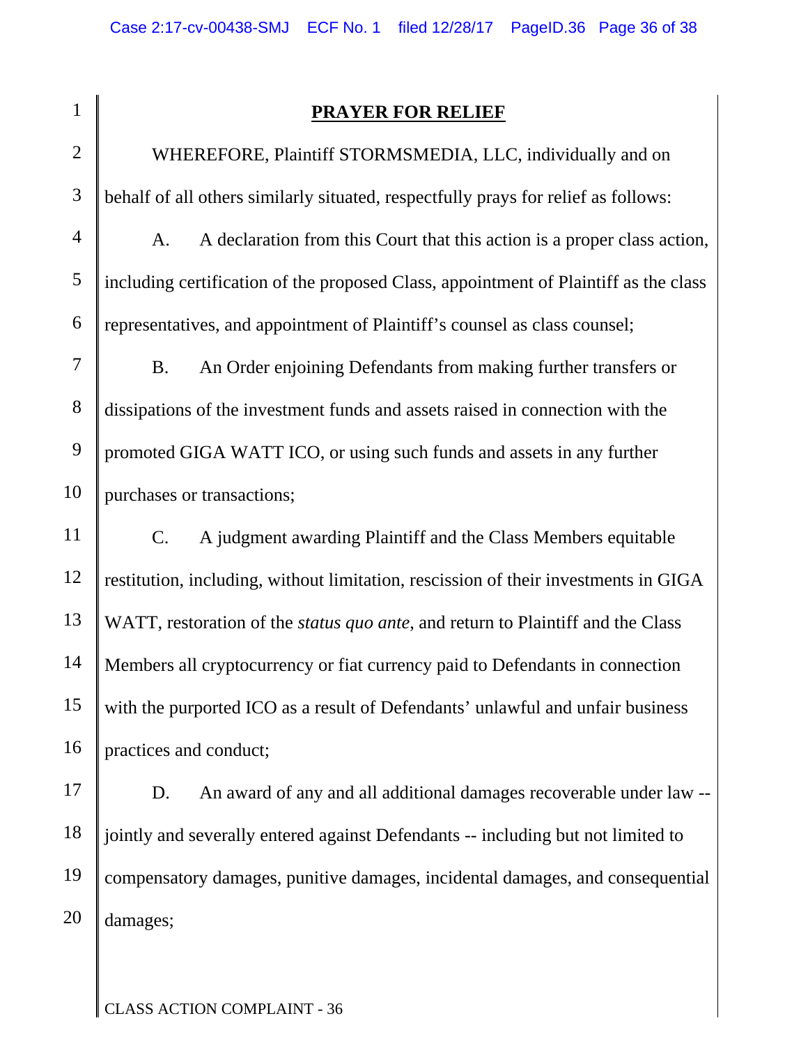## PRAYER FOR RELIEF

WHEREFORE, Plaintiff STORMSMEDIA, LLC, individually and on behalf of all others similarly situated, respectfully prays for relief as follows:

A. A declaration from this Court that this action is a proper class action, including certification of the proposed Class, appointment of Plaintiff as the class representatives, and appointment of Plaintiff's counsel as class counsel;

B. An Order enjoining Defendants from making further transfers or dissipations of the investment funds and assets raised in connection with the promoted GIGA WATT ICO, or using such funds and assets in any further purchases or transactions;

C. A judgment awarding Plaintiff and the Class Members equitable restitution, including, without limitation, rescission of their investments in GIGA WATT, restoration of the *status quo ante*, and return to Plaintiff and the Class Members all cryptocurrency or fiat currency paid to Defendants in connection with the purported ICO as a result of Defendants' unlawful and unfair business practices and conduct;

D. An award of any and all additional damages recoverable under law -- jointly and severally entered against Defendants -- including but not limited to compensatory damages, punitive damages, incidental damages, and consequential damages;

CLASS ACTION COMPLAINT - 36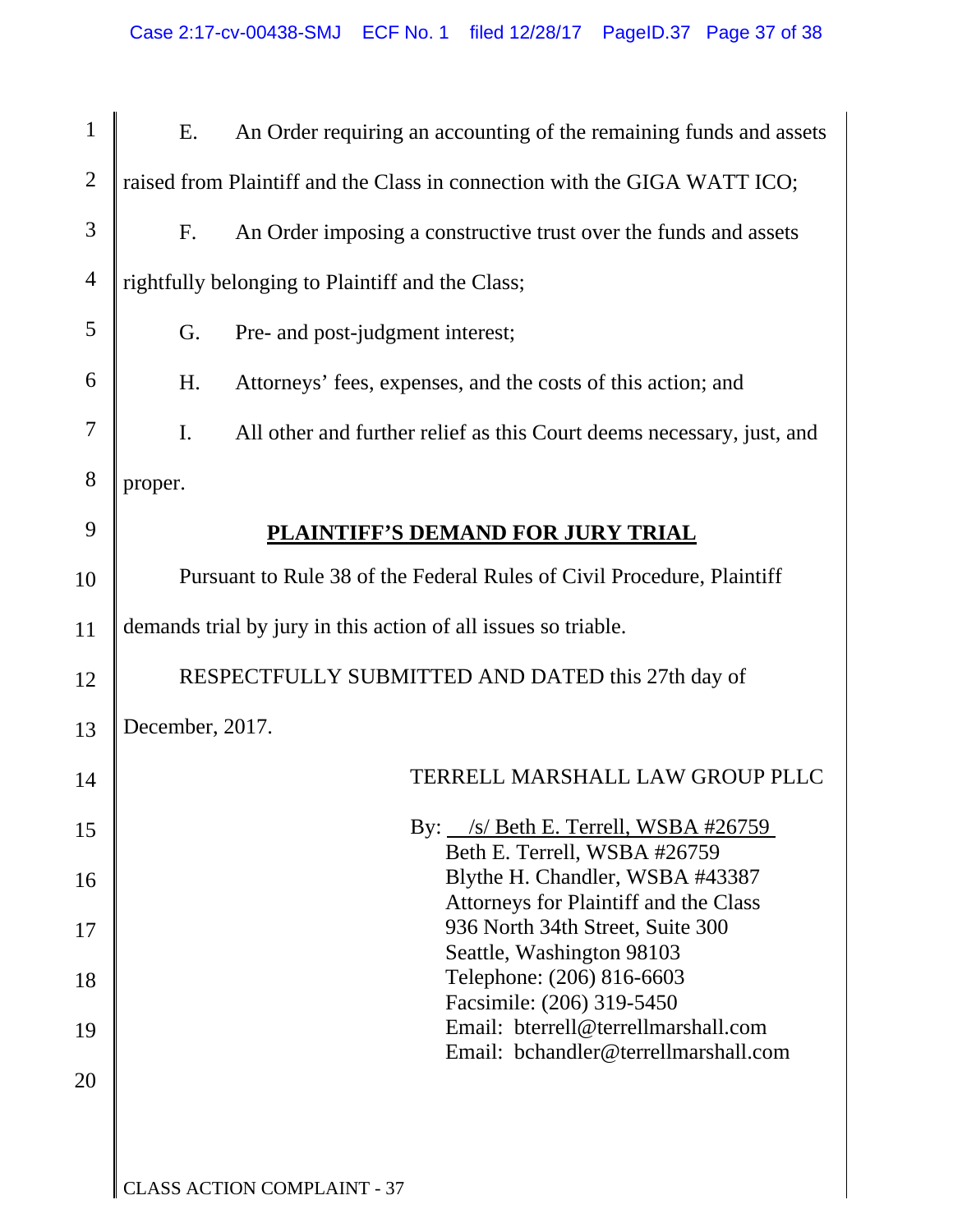E. An Order requiring an accounting of the remaining funds and assets raised from Plaintiff and the Class in connection with the GIGA WATT ICO;

F. An Order imposing a constructive trust over the funds and assets rightfully belonging to Plaintiff and the Class;

G. Pre- and post-judgment interest;

H. Attorneys' fees, expenses, and the costs of this action; and

I. All other and further relief as this Court deems necessary, just, and proper.

## PLAINTIFF'S DEMAND FOR JURY TRIAL

Pursuant to Rule 38 of the Federal Rules of Civil Procedure, Plaintiff demands trial by jury in this action of all issues so triable.

RESPECTFULLY SUBMITTED AND DATED this 27th day of December, 2017.

TERRELL MARSHALL LAW GROUP PLLC

By: /s/ Beth E. Terrell, WSBA #26759
Beth E. Terrell, WSBA #26759
Blythe H. Chandler, WSBA #43387
Attorneys for Plaintiff and the Class
936 North 34th Street, Suite 300
Seattle, Washington 98103
Telephone: (206) 816-6603
Facsimile: (206) 319-5450
Email: bterrell@terrellmarshall.com
Email: bchandler@terrellmarshall.com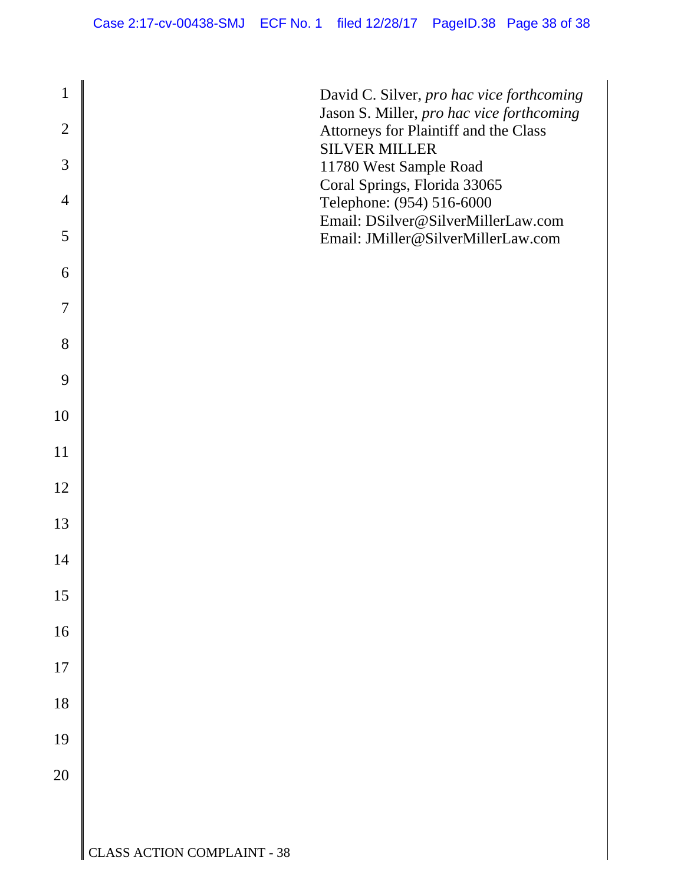David C. Silver, *pro hac vice forthcoming*
Jason S. Miller, *pro hac vice forthcoming*
Attorneys for Plaintiff and the Class
SILVER MILLER
11780 West Sample Road
Coral Springs, Florida 33065
Telephone: (954) 516-6000
Email: DSilver@SilverMillerLaw.com
Email: JMiller@SilverMillerLaw.com